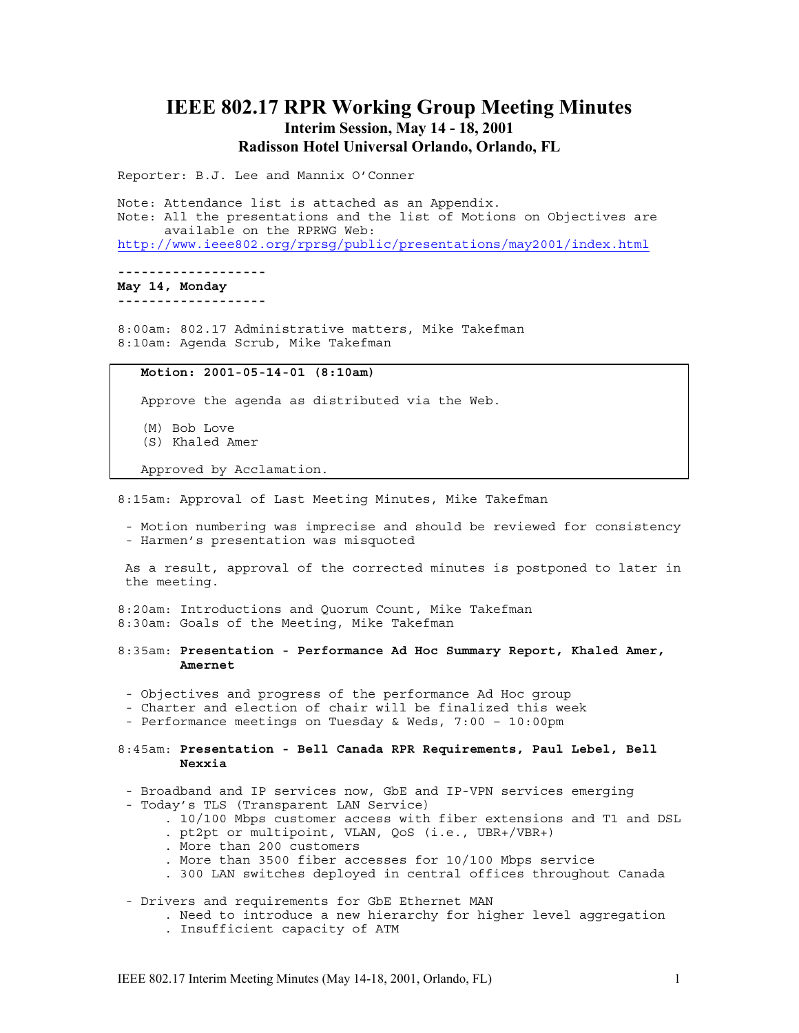# IEEE 802.17 RPR Working Group Meeting Minutes

## Interim Session, May 14 - 18, 2001

## Radisson Hotel Universal Orlando, Orlando, FL

Reporter: B.J. Lee and Mannix O'Conner

Note: Attendance list is attached as an Appendix.
Note: All the presentations and the list of Motions on Objectives are available on the RPRWG Web:
http://www.ieee802.org/rprsg/public/presentations/may2001/index.html

-------------------
**May 14, Monday**
-------------------

8:00am: 802.17 Administrative matters, Mike Takefman
8:10am: Agenda Scrub, Mike Takefman

> **Motion: 2001-05-14-01 (8:10am)**
>
> Approve the agenda as distributed via the Web.
>
> (M) Bob Love
> (S) Khaled Amer
>
> Approved by Acclamation.

8:15am: Approval of Last Meeting Minutes, Mike Takefman

- Motion numbering was imprecise and should be reviewed for consistency
- Harmen's presentation was misquoted

As a result, approval of the corrected minutes is postponed to later in the meeting.

8:20am: Introductions and Quorum Count, Mike Takefman
8:30am: Goals of the Meeting, Mike Takefman

8:35am: **Presentation - Performance Ad Hoc Summary Report, Khaled Amer, Amernet**

- Objectives and progress of the performance Ad Hoc group
- Charter and election of chair will be finalized this week
- Performance meetings on Tuesday & Weds, 7:00 – 10:00pm

8:45am: **Presentation - Bell Canada RPR Requirements, Paul Lebel, Bell Nexxia**

- Broadband and IP services now, GbE and IP-VPN services emerging
- Today's TLS (Transparent LAN Service)
  - . 10/100 Mbps customer access with fiber extensions and T1 and DSL
  - . pt2pt or multipoint, VLAN, QoS (i.e., UBR+/VBR+)
  - . More than 200 customers
  - . More than 3500 fiber accesses for 10/100 Mbps service
  - . 300 LAN switches deployed in central offices throughout Canada
- Drivers and requirements for GbE Ethernet MAN
  - . Need to introduce a new hierarchy for higher level aggregation
  - . Insufficient capacity of ATM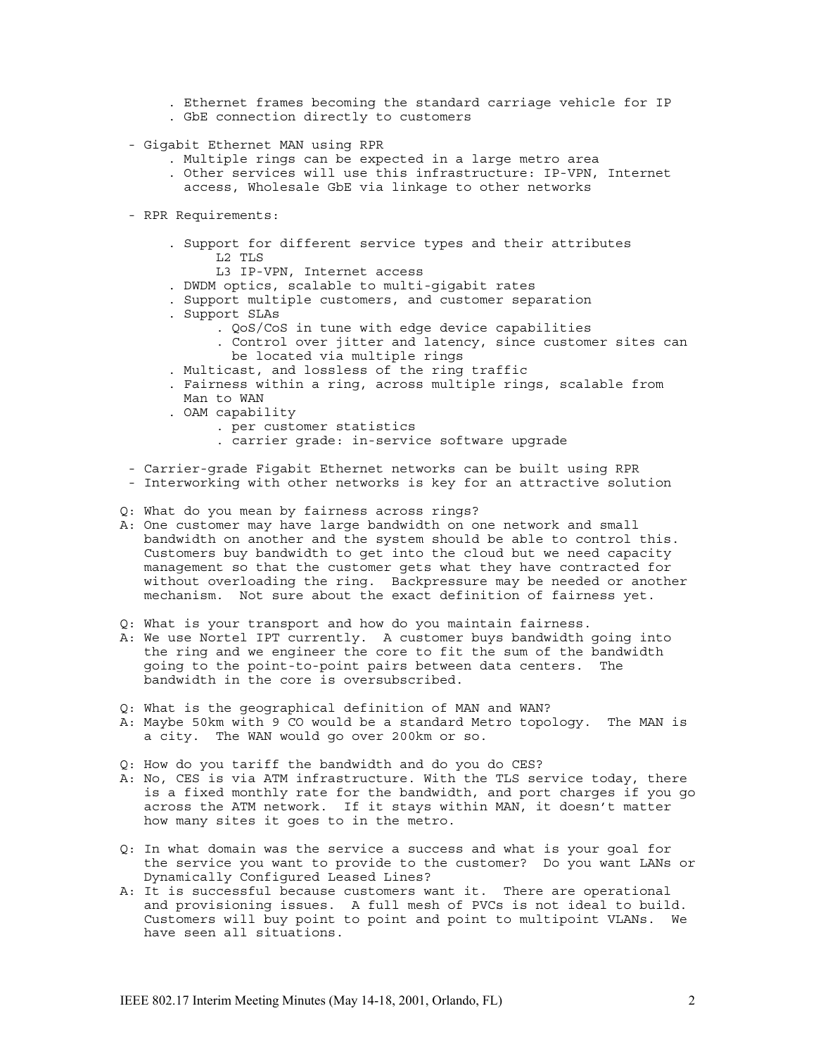- Ethernet frames becoming the standard carriage vehicle for IP
   - GbE connection directly to customers

- Gigabit Ethernet MAN using RPR
   - Multiple rings can be expected in a large metro area
   - Other services will use this infrastructure: IP-VPN, Internet access, Wholesale GbE via linkage to other networks

- RPR Requirements:
   - Support for different service types and their attributes
      - L2 TLS
      - L3 IP-VPN, Internet access
   - DWDM optics, scalable to multi-gigabit rates
   - Support multiple customers, and customer separation
   - Support SLAs
      - QoS/CoS in tune with edge device capabilities
      - Control over jitter and latency, since customer sites can be located via multiple rings
   - Multicast, and lossless of the ring traffic
   - Fairness within a ring, across multiple rings, scalable from Man to WAN
   - OAM capability
      - per customer statistics
      - carrier grade: in-service software upgrade

- Carrier-grade Figabit Ethernet networks can be built using RPR
- Interworking with other networks is key for an attractive solution

Q: What do you mean by fairness across rings?
A: One customer may have large bandwidth on one network and small bandwidth on another and the system should be able to control this. Customers buy bandwidth to get into the cloud but we need capacity management so that the customer gets what they have contracted for without overloading the ring. Backpressure may be needed or another mechanism. Not sure about the exact definition of fairness yet.

Q: What is your transport and how do you maintain fairness.
A: We use Nortel IPT currently. A customer buys bandwidth going into the ring and we engineer the core to fit the sum of the bandwidth going to the point-to-point pairs between data centers. The bandwidth in the core is oversubscribed.

Q: What is the geographical definition of MAN and WAN?
A: Maybe 50km with 9 CO would be a standard Metro topology. The MAN is a city. The WAN would go over 200km or so.

Q: How do you tariff the bandwidth and do you do CES?
A: No, CES is via ATM infrastructure. With the TLS service today, there is a fixed monthly rate for the bandwidth, and port charges if you go across the ATM network. If it stays within MAN, it doesn't matter how many sites it goes to in the metro.

Q: In what domain was the service a success and what is your goal for the service you want to provide to the customer? Do you want LANs or Dynamically Configured Leased Lines?
A: It is successful because customers want it. There are operational and provisioning issues. A full mesh of PVCs is not ideal to build. Customers will buy point to point and point to multipoint VLANs. We have seen all situations.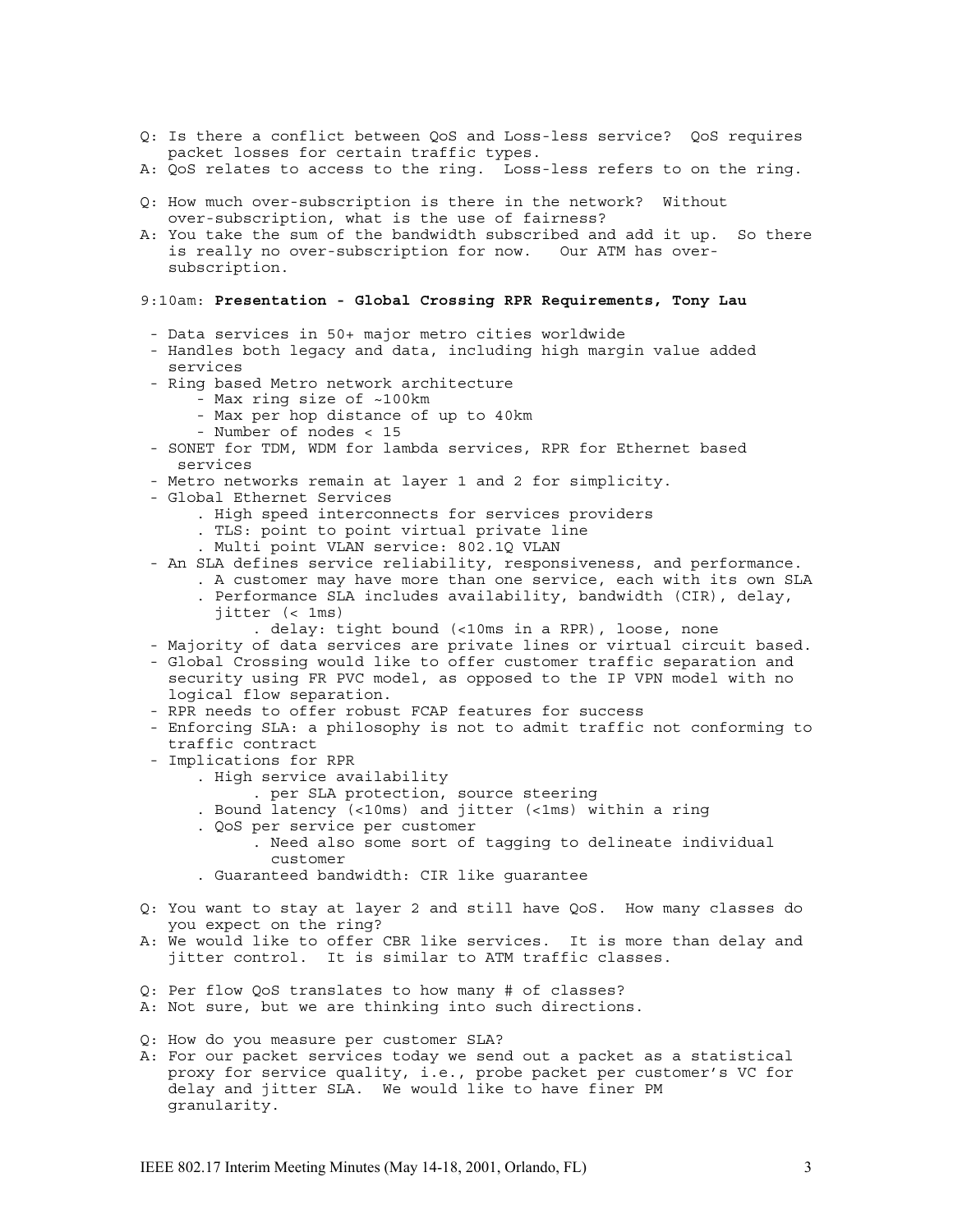Q: Is there a conflict between QoS and Loss-less service? QoS requires packet losses for certain traffic types.
A: QoS relates to access to the ring. Loss-less refers to on the ring.

Q: How much over-subscription is there in the network? Without over-subscription, what is the use of fairness?
A: You take the sum of the bandwidth subscribed and add it up. So there is really no over-subscription for now. Our ATM has over-subscription.

9:10am: **Presentation - Global Crossing RPR Requirements, Tony Lau**

- Data services in 50+ major metro cities worldwide
- Handles both legacy and data, including high margin value added services
- Ring based Metro network architecture
  - Max ring size of ~100km
  - Max per hop distance of up to 40km
  - Number of nodes < 15
- SONET for TDM, WDM for lambda services, RPR for Ethernet based services
- Metro networks remain at layer 1 and 2 for simplicity.
- Global Ethernet Services
  - . High speed interconnects for services providers
  - . TLS: point to point virtual private line
  - . Multi point VLAN service: 802.1Q VLAN
- An SLA defines service reliability, responsiveness, and performance.
  - . A customer may have more than one service, each with its own SLA
  - . Performance SLA includes availability, bandwidth (CIR), delay, jitter (< 1ms)
    - . delay: tight bound (<10ms in a RPR), loose, none
- Majority of data services are private lines or virtual circuit based.
- Global Crossing would like to offer customer traffic separation and security using FR PVC model, as opposed to the IP VPN model with no logical flow separation.
- RPR needs to offer robust FCAP features for success
- Enforcing SLA: a philosophy is not to admit traffic not conforming to traffic contract
- Implications for RPR
  - . High service availability
    - . per SLA protection, source steering
  - . Bound latency (<10ms) and jitter (<1ms) within a ring
  - . QoS per service per customer
    - . Need also some sort of tagging to delineate individual customer
  - . Guaranteed bandwidth: CIR like guarantee

Q: You want to stay at layer 2 and still have QoS. How many classes do you expect on the ring?
A: We would like to offer CBR like services. It is more than delay and jitter control. It is similar to ATM traffic classes.

Q: Per flow QoS translates to how many # of classes?
A: Not sure, but we are thinking into such directions.

Q: How do you measure per customer SLA?
A: For our packet services today we send out a packet as a statistical proxy for service quality, i.e., probe packet per customer's VC for delay and jitter SLA. We would like to have finer PM granularity.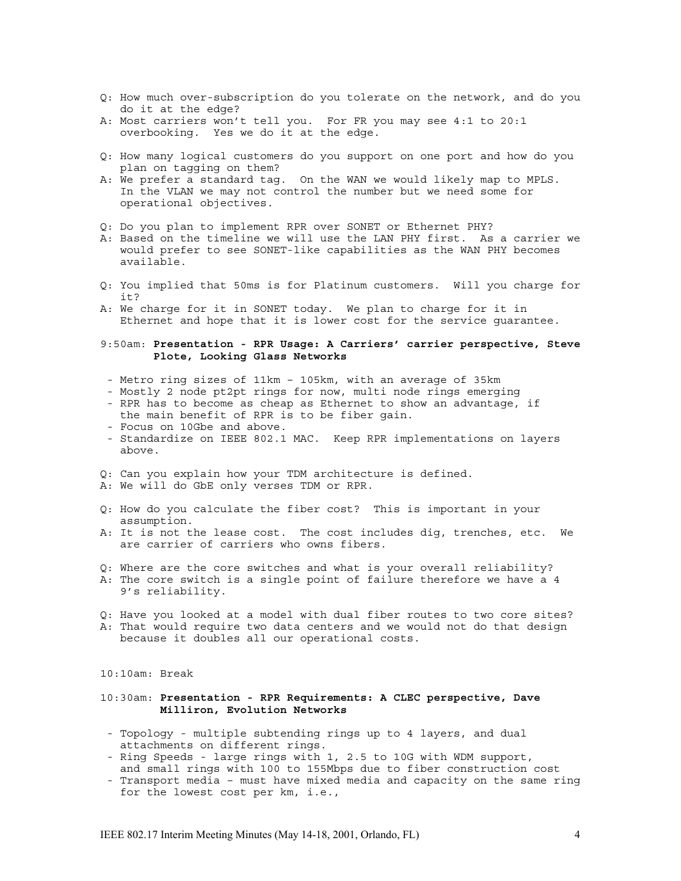Q: How much over-subscription do you tolerate on the network, and do you do it at the edge?

A: Most carriers won't tell you. For FR you may see 4:1 to 20:1 overbooking. Yes we do it at the edge.

Q: How many logical customers do you support on one port and how do you plan on tagging on them?

A: We prefer a standard tag. On the WAN we would likely map to MPLS. In the VLAN we may not control the number but we need some for operational objectives.

Q: Do you plan to implement RPR over SONET or Ethernet PHY?

A: Based on the timeline we will use the LAN PHY first. As a carrier we would prefer to see SONET-like capabilities as the WAN PHY becomes available.

Q: You implied that 50ms is for Platinum customers. Will you charge for it?

A: We charge for it in SONET today. We plan to charge for it in Ethernet and hope that it is lower cost for the service guarantee.

9:50am: **Presentation - RPR Usage: A Carriers' carrier perspective, Steve Plote, Looking Glass Networks**

- Metro ring sizes of 11km – 105km, with an average of 35km
- Mostly 2 node pt2pt rings for now, multi node rings emerging
- RPR has to become as cheap as Ethernet to show an advantage, if the main benefit of RPR is to be fiber gain.
- Focus on 10Gbe and above.
- Standardize on IEEE 802.1 MAC. Keep RPR implementations on layers above.

Q: Can you explain how your TDM architecture is defined.

A: We will do GbE only verses TDM or RPR.

Q: How do you calculate the fiber cost? This is important in your assumption.

A: It is not the lease cost. The cost includes dig, trenches, etc. We are carrier of carriers who owns fibers.

Q: Where are the core switches and what is your overall reliability?

A: The core switch is a single point of failure therefore we have a 4 9's reliability.

Q: Have you looked at a model with dual fiber routes to two core sites?

A: That would require two data centers and we would not do that design because it doubles all our operational costs.

10:10am: Break

10:30am: **Presentation - RPR Requirements: A CLEC perspective, Dave Milliron, Evolution Networks**

- Topology - multiple subtending rings up to 4 layers, and dual attachments on different rings.
- Ring Speeds - large rings with 1, 2.5 to 10G with WDM support, and small rings with 100 to 155Mbps due to fiber construction cost
- Transport media – must have mixed media and capacity on the same ring for the lowest cost per km, i.e.,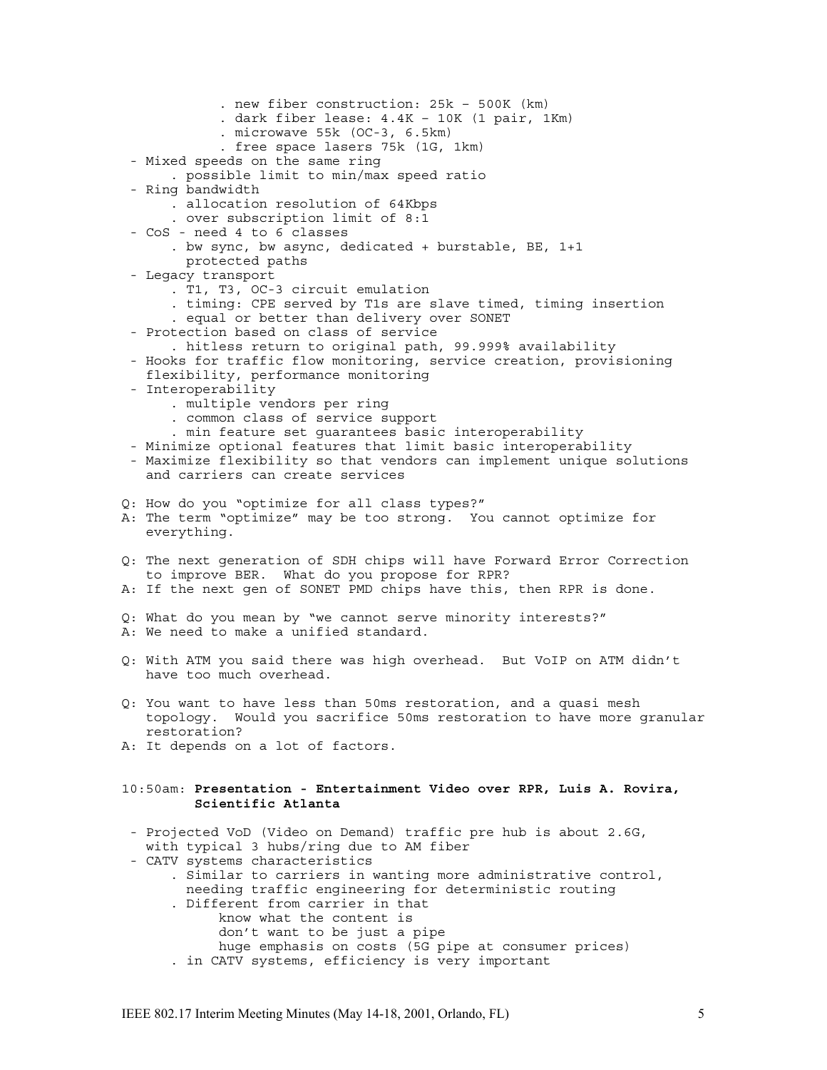. new fiber construction: 25k – 500K (km)
   . dark fiber lease: 4.4K – 10K (1 pair, 1Km)
   . microwave 55k (OC-3, 6.5km)
   . free space lasers 75k (1G, 1km)

- Mixed speeds on the same ring
  - possible limit to min/max speed ratio
- Ring bandwidth
  - allocation resolution of 64Kbps
  - over subscription limit of 8:1
- CoS - need 4 to 6 classes
  - bw sync, bw async, dedicated + burstable, BE, 1+1 protected paths
- Legacy transport
  - T1, T3, OC-3 circuit emulation
  - timing: CPE served by T1s are slave timed, timing insertion
  - equal or better than delivery over SONET
- Protection based on class of service
  - hitless return to original path, 99.999% availability
- Hooks for traffic flow monitoring, service creation, provisioning flexibility, performance monitoring
- Interoperability
  - multiple vendors per ring
  - common class of service support
  - min feature set guarantees basic interoperability
- Minimize optional features that limit basic interoperability
- Maximize flexibility so that vendors can implement unique solutions and carriers can create services

Q: How do you "optimize for all class types?"
A: The term "optimize" may be too strong. You cannot optimize for everything.

Q: The next generation of SDH chips will have Forward Error Correction to improve BER. What do you propose for RPR?
A: If the next gen of SONET PMD chips have this, then RPR is done.

Q: What do you mean by "we cannot serve minority interests?"
A: We need to make a unified standard.

Q: With ATM you said there was high overhead. But VoIP on ATM didn't have too much overhead.

Q: You want to have less than 50ms restoration, and a quasi mesh topology. Would you sacrifice 50ms restoration to have more granular restoration?
A: It depends on a lot of factors.

10:50am: **Presentation - Entertainment Video over RPR, Luis A. Rovira, Scientific Atlanta**

- Projected VoD (Video on Demand) traffic pre hub is about 2.6G, with typical 3 hubs/ring due to AM fiber
- CATV systems characteristics
  - Similar to carriers in wanting more administrative control, needing traffic engineering for deterministic routing
  - Different from carrier in that
    - know what the content is
    - don't want to be just a pipe
    - huge emphasis on costs (5G pipe at consumer prices)
  - in CATV systems, efficiency is very important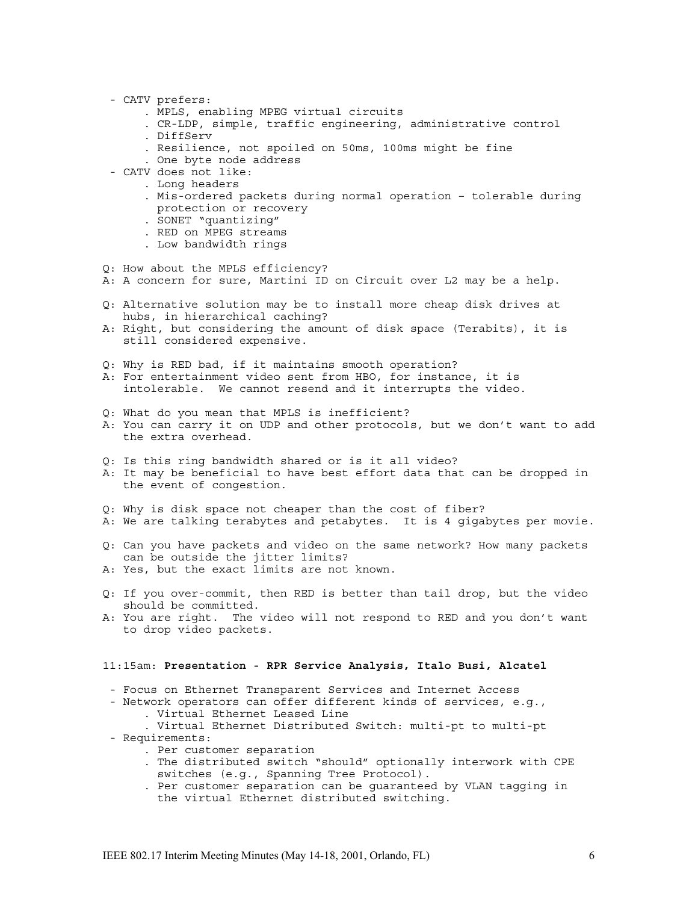- CATV prefers:
  - MPLS, enabling MPEG virtual circuits
  - CR-LDP, simple, traffic engineering, administrative control
  - DiffServ
  - Resilience, not spoiled on 50ms, 100ms might be fine
  - One byte node address
- CATV does not like:
  - Long headers
  - Mis-ordered packets during normal operation – tolerable during protection or recovery
  - SONET "quantizing"
  - RED on MPEG streams
  - Low bandwidth rings

Q: How about the MPLS efficiency?
A: A concern for sure, Martini ID on Circuit over L2 may be a help.

Q: Alternative solution may be to install more cheap disk drives at hubs, in hierarchical caching?
A: Right, but considering the amount of disk space (Terabits), it is still considered expensive.

Q: Why is RED bad, if it maintains smooth operation?
A: For entertainment video sent from HBO, for instance, it is intolerable. We cannot resend and it interrupts the video.

Q: What do you mean that MPLS is inefficient?
A: You can carry it on UDP and other protocols, but we don't want to add the extra overhead.

Q: Is this ring bandwidth shared or is it all video?
A: It may be beneficial to have best effort data that can be dropped in the event of congestion.

Q: Why is disk space not cheaper than the cost of fiber?
A: We are talking terabytes and petabytes. It is 4 gigabytes per movie.

Q: Can you have packets and video on the same network? How many packets can be outside the jitter limits?
A: Yes, but the exact limits are not known.

Q: If you over-commit, then RED is better than tail drop, but the video should be committed.
A: You are right. The video will not respond to RED and you don't want to drop video packets.

11:15am: **Presentation - RPR Service Analysis, Italo Busi, Alcatel**

- Focus on Ethernet Transparent Services and Internet Access
- Network operators can offer different kinds of services, e.g.,
  - Virtual Ethernet Leased Line
  - Virtual Ethernet Distributed Switch: multi-pt to multi-pt
- Requirements:
  - Per customer separation
  - The distributed switch "should" optionally interwork with CPE switches (e.g., Spanning Tree Protocol).
  - Per customer separation can be guaranteed by VLAN tagging in the virtual Ethernet distributed switching.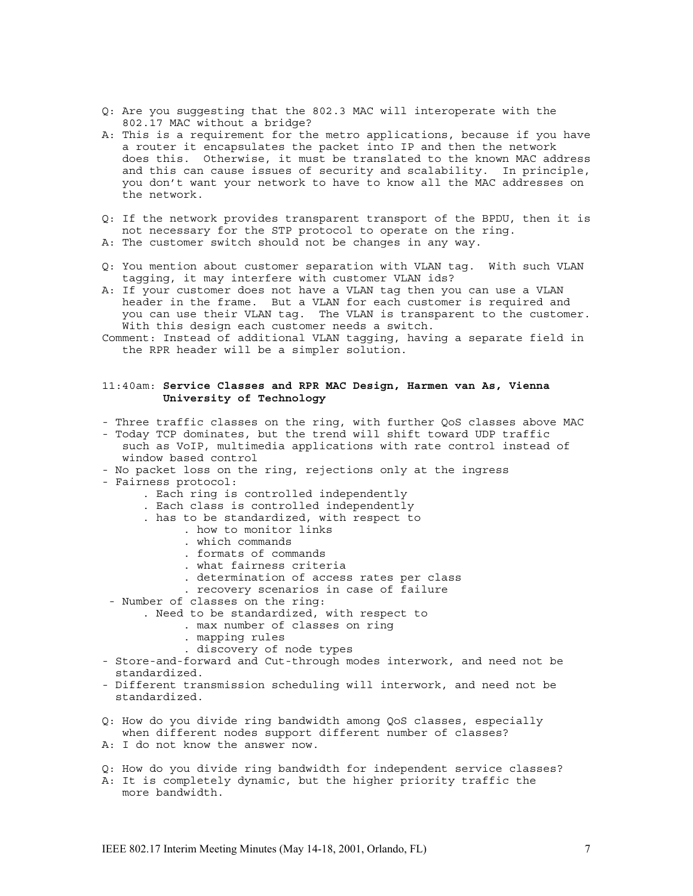Q: Are you suggesting that the 802.3 MAC will interoperate with the 802.17 MAC without a bridge?

A: This is a requirement for the metro applications, because if you have a router it encapsulates the packet into IP and then the network does this. Otherwise, it must be translated to the known MAC address and this can cause issues of security and scalability. In principle, you don't want your network to have to know all the MAC addresses on the network.

Q: If the network provides transparent transport of the BPDU, then it is not necessary for the STP protocol to operate on the ring.

A: The customer switch should not be changes in any way.

Q: You mention about customer separation with VLAN tag. With such VLAN tagging, it may interfere with customer VLAN ids?

A: If your customer does not have a VLAN tag then you can use a VLAN header in the frame. But a VLAN for each customer is required and you can use their VLAN tag. The VLAN is transparent to the customer. With this design each customer needs a switch.

Comment: Instead of additional VLAN tagging, having a separate field in the RPR header will be a simpler solution.

11:40am: **Service Classes and RPR MAC Design, Harmen van As, Vienna University of Technology**

- Three traffic classes on the ring, with further QoS classes above MAC
- Today TCP dominates, but the trend will shift toward UDP traffic such as VoIP, multimedia applications with rate control instead of window based control
- No packet loss on the ring, rejections only at the ingress
- Fairness protocol:
  - Each ring is controlled independently
  - Each class is controlled independently
  - has to be standardized, with respect to
    - how to monitor links
    - which commands
    - formats of commands
    - what fairness criteria
    - determination of access rates per class
    - recovery scenarios in case of failure
- Number of classes on the ring:
  - Need to be standardized, with respect to
    - max number of classes on ring
    - mapping rules
    - discovery of node types
- Store-and-forward and Cut-through modes interwork, and need not be standardized.
- Different transmission scheduling will interwork, and need not be standardized.

Q: How do you divide ring bandwidth among QoS classes, especially when different nodes support different number of classes?

A: I do not know the answer now.

Q: How do you divide ring bandwidth for independent service classes?

A: It is completely dynamic, but the higher priority traffic the more bandwidth.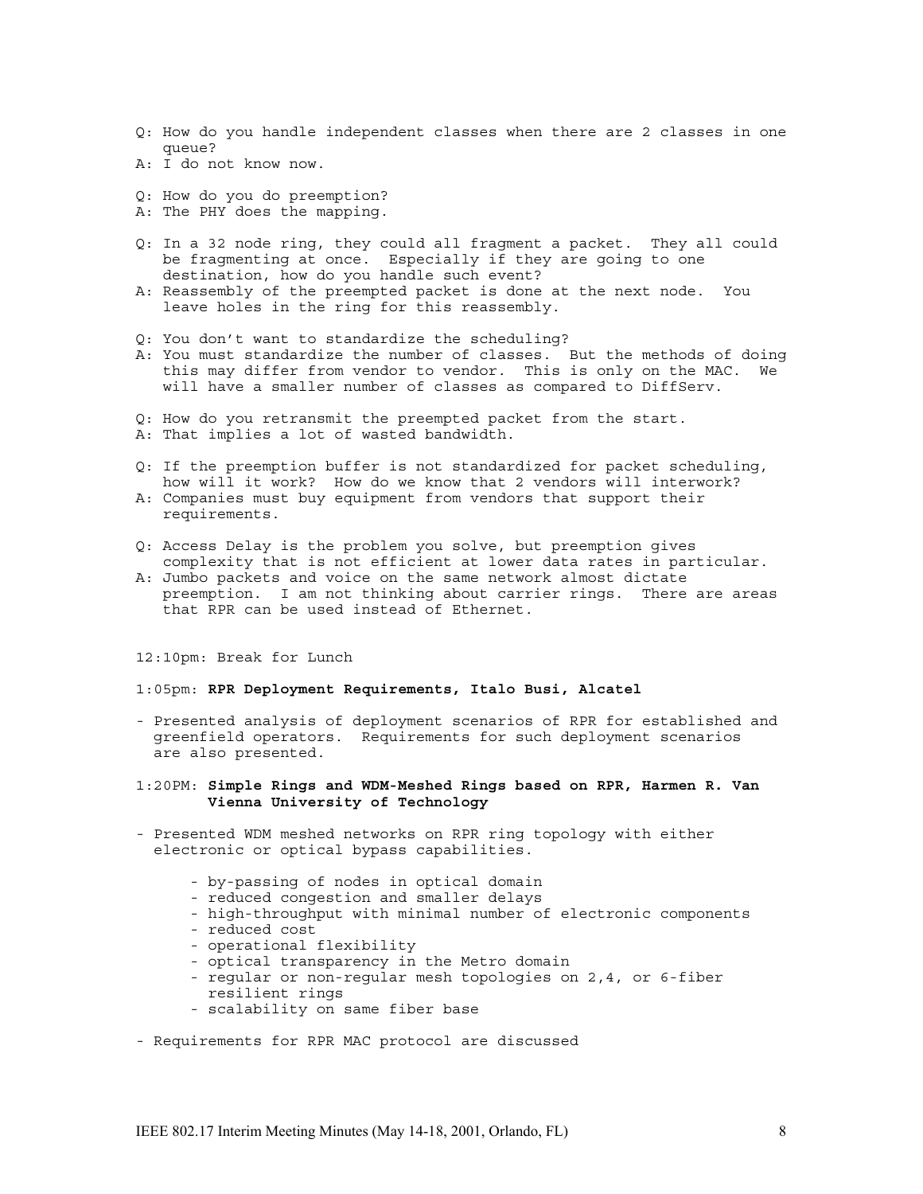Q: How do you handle independent classes when there are 2 classes in one queue?
A: I do not know now.

Q: How do you do preemption?
A: The PHY does the mapping.

Q: In a 32 node ring, they could all fragment a packet. They all could be fragmenting at once. Especially if they are going to one destination, how do you handle such event?
A: Reassembly of the preempted packet is done at the next node. You leave holes in the ring for this reassembly.

Q: You don't want to standardize the scheduling?
A: You must standardize the number of classes. But the methods of doing this may differ from vendor to vendor. This is only on the MAC. We will have a smaller number of classes as compared to DiffServ.

Q: How do you retransmit the preempted packet from the start.
A: That implies a lot of wasted bandwidth.

Q: If the preemption buffer is not standardized for packet scheduling, how will it work? How do we know that 2 vendors will interwork?
A: Companies must buy equipment from vendors that support their requirements.

Q: Access Delay is the problem you solve, but preemption gives complexity that is not efficient at lower data rates in particular.
A: Jumbo packets and voice on the same network almost dictate preemption. I am not thinking about carrier rings. There are areas that RPR can be used instead of Ethernet.

12:10pm: Break for Lunch

1:05pm: **RPR Deployment Requirements, Italo Busi, Alcatel**

- Presented analysis of deployment scenarios of RPR for established and greenfield operators. Requirements for such deployment scenarios are also presented.

1:20PM: **Simple Rings and WDM-Meshed Rings based on RPR, Harmen R. Van Vienna University of Technology**

- Presented WDM meshed networks on RPR ring topology with either electronic or optical bypass capabilities.
  - by-passing of nodes in optical domain
  - reduced congestion and smaller delays
  - high-throughput with minimal number of electronic components
  - reduced cost
  - operational flexibility
  - optical transparency in the Metro domain
  - regular or non-regular mesh topologies on 2,4, or 6-fiber resilient rings
  - scalability on same fiber base

- Requirements for RPR MAC protocol are discussed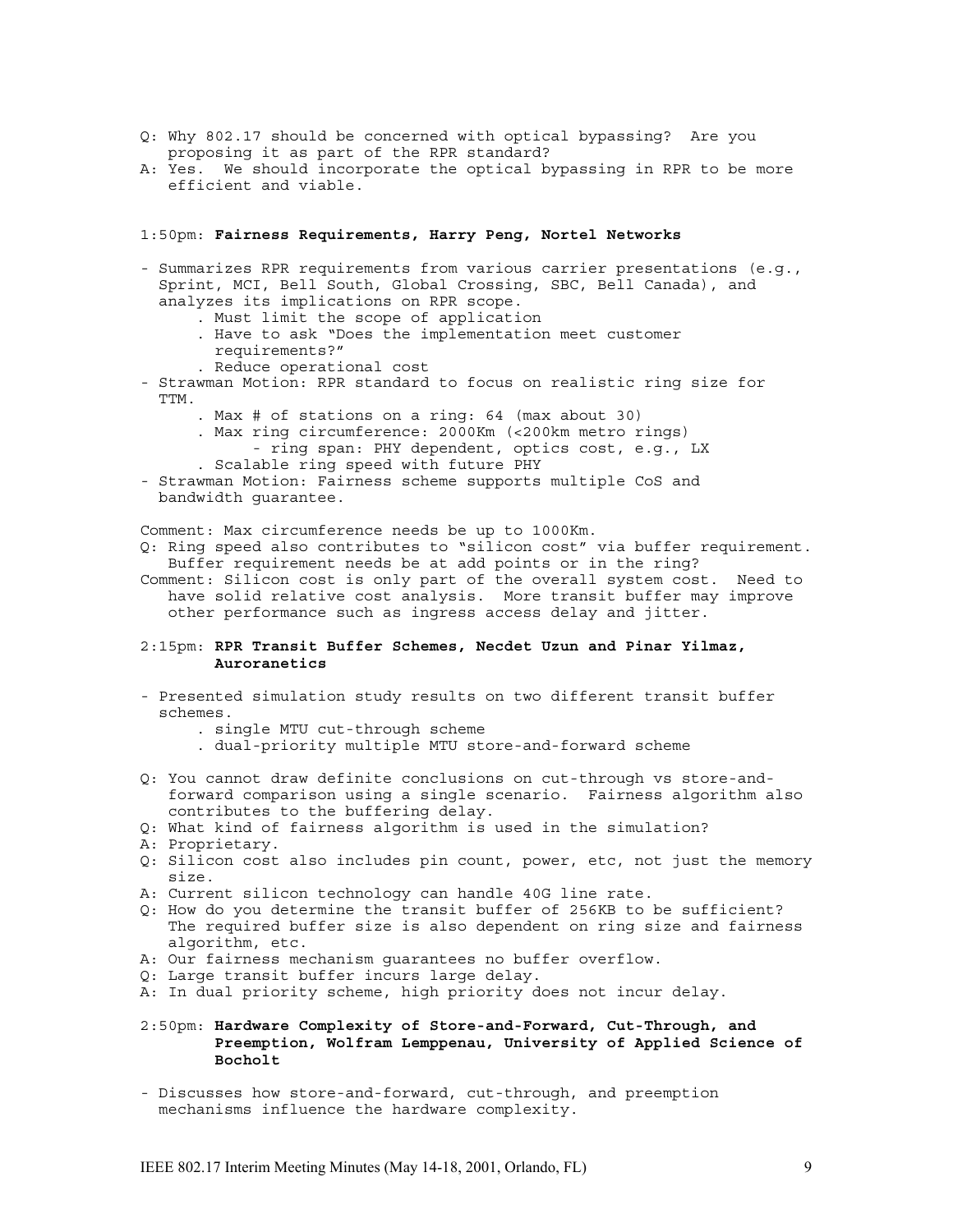Q: Why 802.17 should be concerned with optical bypassing? Are you proposing it as part of the RPR standard?
A: Yes. We should incorporate the optical bypassing in RPR to be more efficient and viable.

1:50pm: **Fairness Requirements, Harry Peng, Nortel Networks**

- Summarizes RPR requirements from various carrier presentations (e.g., Sprint, MCI, Bell South, Global Crossing, SBC, Bell Canada), and analyzes its implications on RPR scope.
  - Must limit the scope of application
  - Have to ask "Does the implementation meet customer requirements?"
  - Reduce operational cost
- Strawman Motion: RPR standard to focus on realistic ring size for TTM.
  - Max # of stations on a ring: 64 (max about 30)
  - Max ring circumference: 2000Km (<200km metro rings)
    - ring span: PHY dependent, optics cost, e.g., LX
  - Scalable ring speed with future PHY
- Strawman Motion: Fairness scheme supports multiple CoS and bandwidth guarantee.

Comment: Max circumference needs be up to 1000Km.
Q: Ring speed also contributes to "silicon cost" via buffer requirement. Buffer requirement needs be at add points or in the ring?
Comment: Silicon cost is only part of the overall system cost. Need to have solid relative cost analysis. More transit buffer may improve other performance such as ingress access delay and jitter.

2:15pm: **RPR Transit Buffer Schemes, Necdet Uzun and Pinar Yilmaz, Auroranetics**

- Presented simulation study results on two different transit buffer schemes.
  - single MTU cut-through scheme
  - dual-priority multiple MTU store-and-forward scheme

Q: You cannot draw definite conclusions on cut-through vs store-and-forward comparison using a single scenario. Fairness algorithm also contributes to the buffering delay.
Q: What kind of fairness algorithm is used in the simulation?
A: Proprietary.
Q: Silicon cost also includes pin count, power, etc, not just the memory size.
A: Current silicon technology can handle 40G line rate.
Q: How do you determine the transit buffer of 256KB to be sufficient? The required buffer size is also dependent on ring size and fairness algorithm, etc.
A: Our fairness mechanism guarantees no buffer overflow.
Q: Large transit buffer incurs large delay.
A: In dual priority scheme, high priority does not incur delay.

2:50pm: **Hardware Complexity of Store-and-Forward, Cut-Through, and Preemption, Wolfram Lemppenau, University of Applied Science of Bocholt**

- Discusses how store-and-forward, cut-through, and preemption mechanisms influence the hardware complexity.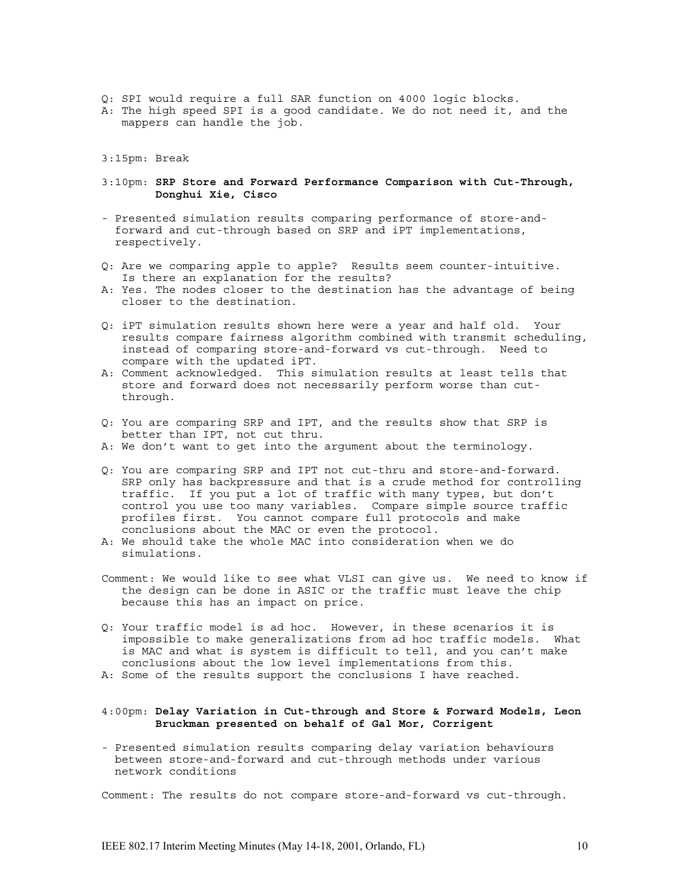Q: SPI would require a full SAR function on 4000 logic blocks.
A: The high speed SPI is a good candidate. We do not need it, and the mappers can handle the job.

3:15pm: Break

3:10pm: **SRP Store and Forward Performance Comparison with Cut-Through, Donghui Xie, Cisco**

- Presented simulation results comparing performance of store-and-forward and cut-through based on SRP and iPT implementations, respectively.

Q: Are we comparing apple to apple? Results seem counter-intuitive. Is there an explanation for the results?
A: Yes. The nodes closer to the destination has the advantage of being closer to the destination.

Q: iPT simulation results shown here were a year and half old. Your results compare fairness algorithm combined with transmit scheduling, instead of comparing store-and-forward vs cut-through. Need to compare with the updated iPT.
A: Comment acknowledged. This simulation results at least tells that store and forward does not necessarily perform worse than cut-through.

Q: You are comparing SRP and IPT, and the results show that SRP is better than IPT, not cut thru.
A: We don't want to get into the argument about the terminology.

Q: You are comparing SRP and IPT not cut-thru and store-and-forward. SRP only has backpressure and that is a crude method for controlling traffic. If you put a lot of traffic with many types, but don't control you use too many variables. Compare simple source traffic profiles first. You cannot compare full protocols and make conclusions about the MAC or even the protocol.
A: We should take the whole MAC into consideration when we do simulations.

Comment: We would like to see what VLSI can give us. We need to know if the design can be done in ASIC or the traffic must leave the chip because this has an impact on price.

Q: Your traffic model is ad hoc. However, in these scenarios it is impossible to make generalizations from ad hoc traffic models. What is MAC and what is system is difficult to tell, and you can't make conclusions about the low level implementations from this.
A: Some of the results support the conclusions I have reached.

4:00pm: **Delay Variation in Cut-through and Store & Forward Models, Leon Bruckman presented on behalf of Gal Mor, Corrigent**

- Presented simulation results comparing delay variation behaviours between store-and-forward and cut-through methods under various network conditions

Comment: The results do not compare store-and-forward vs cut-through.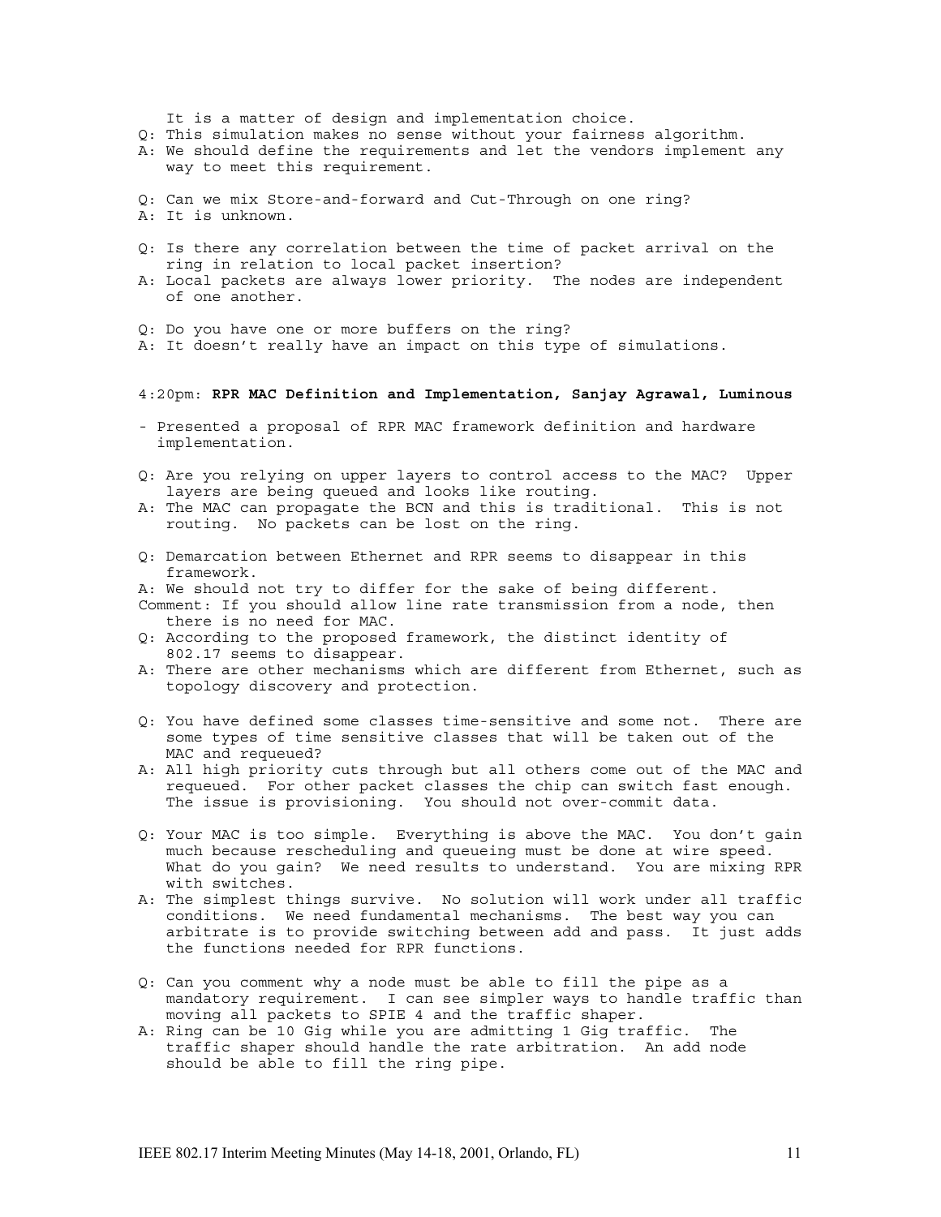It is a matter of design and implementation choice.

Q: This simulation makes no sense without your fairness algorithm.
A: We should define the requirements and let the vendors implement any way to meet this requirement.

Q: Can we mix Store-and-forward and Cut-Through on one ring?
A: It is unknown.

Q: Is there any correlation between the time of packet arrival on the ring in relation to local packet insertion?
A: Local packets are always lower priority. The nodes are independent of one another.

Q: Do you have one or more buffers on the ring?
A: It doesn't really have an impact on this type of simulations.

4:20pm: **RPR MAC Definition and Implementation, Sanjay Agrawal, Luminous**

- Presented a proposal of RPR MAC framework definition and hardware implementation.

Q: Are you relying on upper layers to control access to the MAC? Upper layers are being queued and looks like routing.
A: The MAC can propagate the BCN and this is traditional. This is not routing. No packets can be lost on the ring.

Q: Demarcation between Ethernet and RPR seems to disappear in this framework.
A: We should not try to differ for the sake of being different.
Comment: If you should allow line rate transmission from a node, then there is no need for MAC.
Q: According to the proposed framework, the distinct identity of 802.17 seems to disappear.
A: There are other mechanisms which are different from Ethernet, such as topology discovery and protection.

Q: You have defined some classes time-sensitive and some not. There are some types of time sensitive classes that will be taken out of the MAC and requeued?
A: All high priority cuts through but all others come out of the MAC and requeued. For other packet classes the chip can switch fast enough. The issue is provisioning. You should not over-commit data.

Q: Your MAC is too simple. Everything is above the MAC. You don't gain much because rescheduling and queueing must be done at wire speed. What do you gain? We need results to understand. You are mixing RPR with switches.
A: The simplest things survive. No solution will work under all traffic conditions. We need fundamental mechanisms. The best way you can arbitrate is to provide switching between add and pass. It just adds the functions needed for RPR functions.

Q: Can you comment why a node must be able to fill the pipe as a mandatory requirement. I can see simpler ways to handle traffic than moving all packets to SPIE 4 and the traffic shaper.
A: Ring can be 10 Gig while you are admitting 1 Gig traffic. The traffic shaper should handle the rate arbitration. An add node should be able to fill the ring pipe.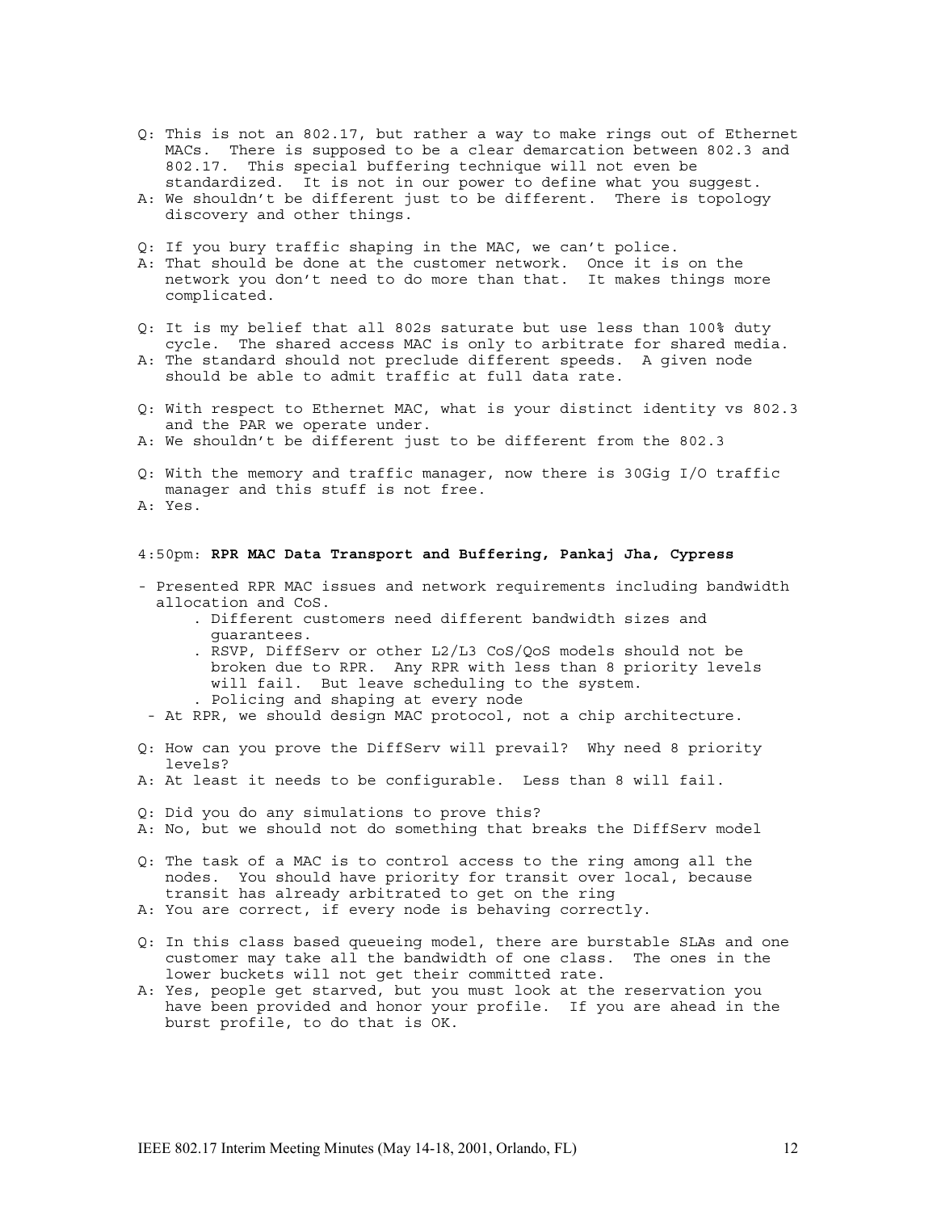Q: This is not an 802.17, but rather a way to make rings out of Ethernet MACs. There is supposed to be a clear demarcation between 802.3 and 802.17. This special buffering technique will not even be standardized. It is not in our power to define what you suggest.

A: We shouldn't be different just to be different. There is topology discovery and other things.

Q: If you bury traffic shaping in the MAC, we can't police.

A: That should be done at the customer network. Once it is on the network you don't need to do more than that. It makes things more complicated.

Q: It is my belief that all 802s saturate but use less than 100% duty cycle. The shared access MAC is only to arbitrate for shared media.

A: The standard should not preclude different speeds. A given node should be able to admit traffic at full data rate.

Q: With respect to Ethernet MAC, what is your distinct identity vs 802.3 and the PAR we operate under.

A: We shouldn't be different just to be different from the 802.3

Q: With the memory and traffic manager, now there is 30Gig I/O traffic manager and this stuff is not free.

A: Yes.

4:50pm: **RPR MAC Data Transport and Buffering, Pankaj Jha, Cypress**

- Presented RPR MAC issues and network requirements including bandwidth allocation and CoS.
  - Different customers need different bandwidth sizes and guarantees.
  - RSVP, DiffServ or other L2/L3 CoS/QoS models should not be broken due to RPR. Any RPR with less than 8 priority levels will fail. But leave scheduling to the system.
  - Policing and shaping at every node
- At RPR, we should design MAC protocol, not a chip architecture.

Q: How can you prove the DiffServ will prevail? Why need 8 priority levels?

A: At least it needs to be configurable. Less than 8 will fail.

Q: Did you do any simulations to prove this?

A: No, but we should not do something that breaks the DiffServ model

Q: The task of a MAC is to control access to the ring among all the nodes. You should have priority for transit over local, because transit has already arbitrated to get on the ring

A: You are correct, if every node is behaving correctly.

Q: In this class based queueing model, there are burstable SLAs and one customer may take all the bandwidth of one class. The ones in the lower buckets will not get their committed rate.

A: Yes, people get starved, but you must look at the reservation you have been provided and honor your profile. If you are ahead in the burst profile, to do that is OK.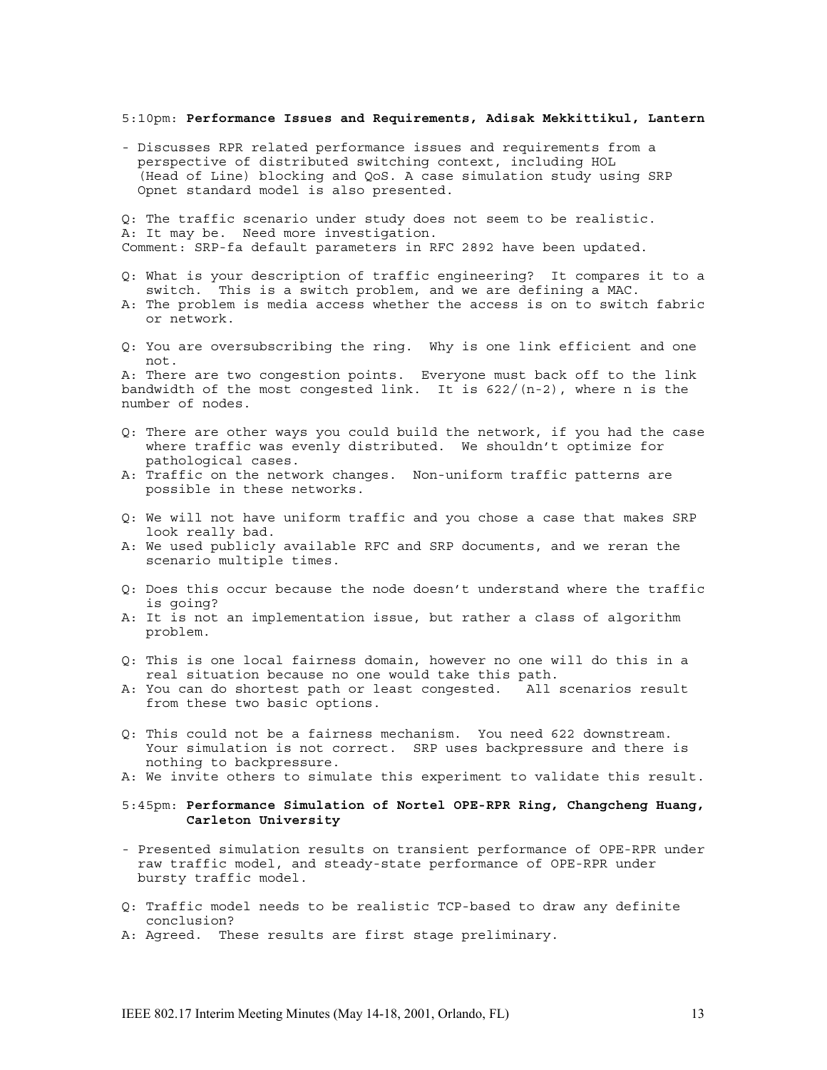5:10pm: **Performance Issues and Requirements, Adisak Mekkittikul, Lantern**

- Discusses RPR related performance issues and requirements from a perspective of distributed switching context, including HOL (Head of Line) blocking and QoS. A case simulation study using SRP Opnet standard model is also presented.

Q: The traffic scenario under study does not seem to be realistic.
A: It may be. Need more investigation.
Comment: SRP-fa default parameters in RFC 2892 have been updated.

Q: What is your description of traffic engineering? It compares it to a switch. This is a switch problem, and we are defining a MAC.
A: The problem is media access whether the access is on to switch fabric or network.

Q: You are oversubscribing the ring. Why is one link efficient and one not.
A: There are two congestion points. Everyone must back off to the link bandwidth of the most congested link. It is 622/(n-2), where n is the number of nodes.

Q: There are other ways you could build the network, if you had the case where traffic was evenly distributed. We shouldn't optimize for pathological cases.
A: Traffic on the network changes. Non-uniform traffic patterns are possible in these networks.

Q: We will not have uniform traffic and you chose a case that makes SRP look really bad.
A: We used publicly available RFC and SRP documents, and we reran the scenario multiple times.

Q: Does this occur because the node doesn't understand where the traffic is going?
A: It is not an implementation issue, but rather a class of algorithm problem.

Q: This is one local fairness domain, however no one will do this in a real situation because no one would take this path.
A: You can do shortest path or least congested. All scenarios result from these two basic options.

Q: This could not be a fairness mechanism. You need 622 downstream. Your simulation is not correct. SRP uses backpressure and there is nothing to backpressure.
A: We invite others to simulate this experiment to validate this result.

5:45pm: **Performance Simulation of Nortel OPE-RPR Ring, Changcheng Huang, Carleton University**

- Presented simulation results on transient performance of OPE-RPR under raw traffic model, and steady-state performance of OPE-RPR under bursty traffic model.

Q: Traffic model needs to be realistic TCP-based to draw any definite conclusion?
A: Agreed. These results are first stage preliminary.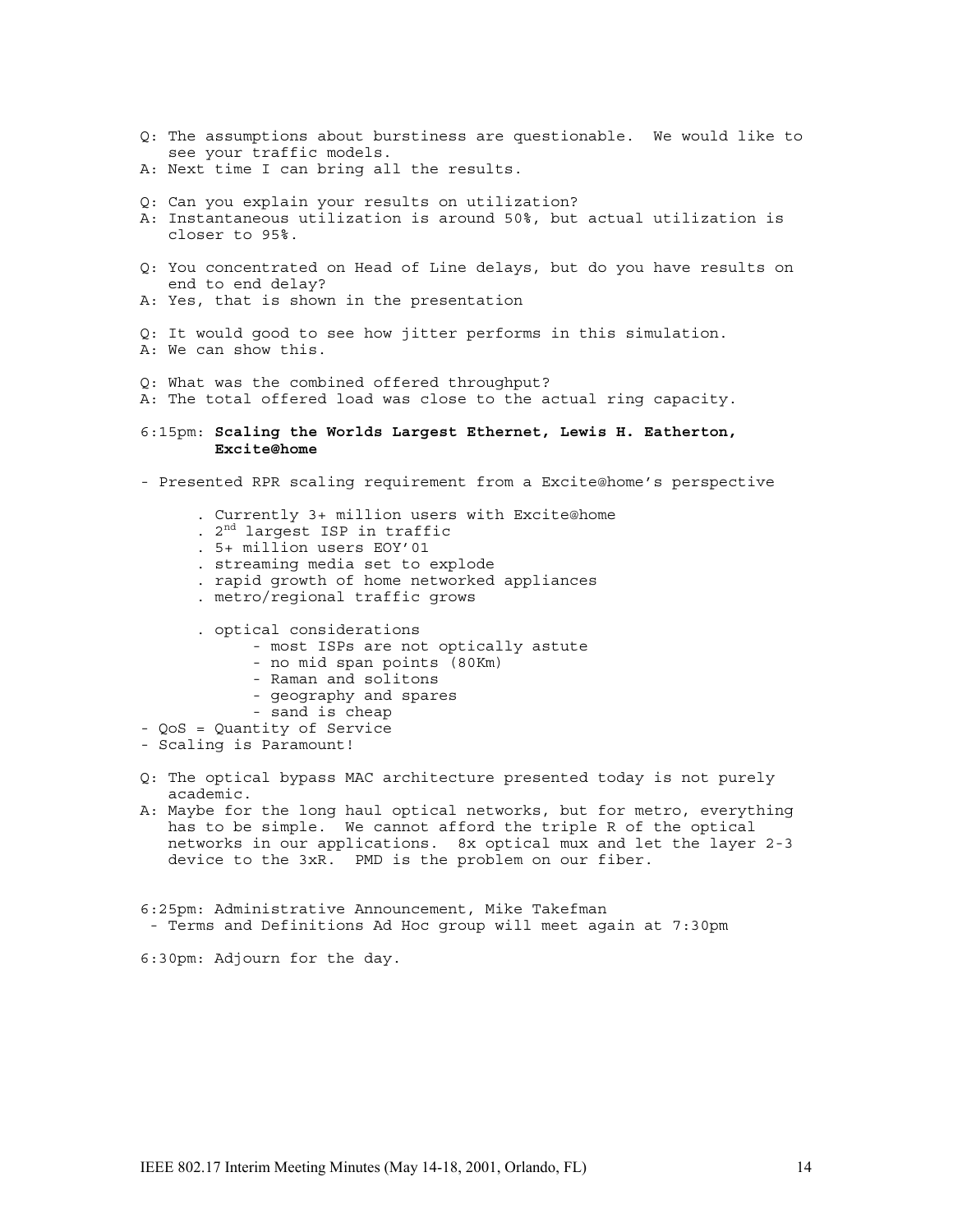Q: The assumptions about burstiness are questionable. We would like to see your traffic models.

A: Next time I can bring all the results.

Q: Can you explain your results on utilization?

A: Instantaneous utilization is around 50%, but actual utilization is closer to 95%.

Q: You concentrated on Head of Line delays, but do you have results on end to end delay?

A: Yes, that is shown in the presentation

Q: It would good to see how jitter performs in this simulation.

A: We can show this.

Q: What was the combined offered throughput?

A: The total offered load was close to the actual ring capacity.

6:15pm: **Scaling the Worlds Largest Ethernet, Lewis H. Eatherton, Excite@home**

- Presented RPR scaling requirement from a Excite@home's perspective
  - Currently 3+ million users with Excite@home
  - 2nd largest ISP in traffic
  - 5+ million users EOY'01
  - streaming media set to explode
  - rapid growth of home networked appliances
  - metro/regional traffic grows
  - optical considerations
    - most ISPs are not optically astute
    - no mid span points (80Km)
    - Raman and solitons
    - geography and spares
    - sand is cheap
- QoS = Quantity of Service
- Scaling is Paramount!

Q: The optical bypass MAC architecture presented today is not purely academic.

A: Maybe for the long haul optical networks, but for metro, everything has to be simple. We cannot afford the triple R of the optical networks in our applications. 8x optical mux and let the layer 2-3 device to the 3xR. PMD is the problem on our fiber.

6:25pm: Administrative Announcement, Mike Takefman

- Terms and Definitions Ad Hoc group will meet again at 7:30pm

6:30pm: Adjourn for the day.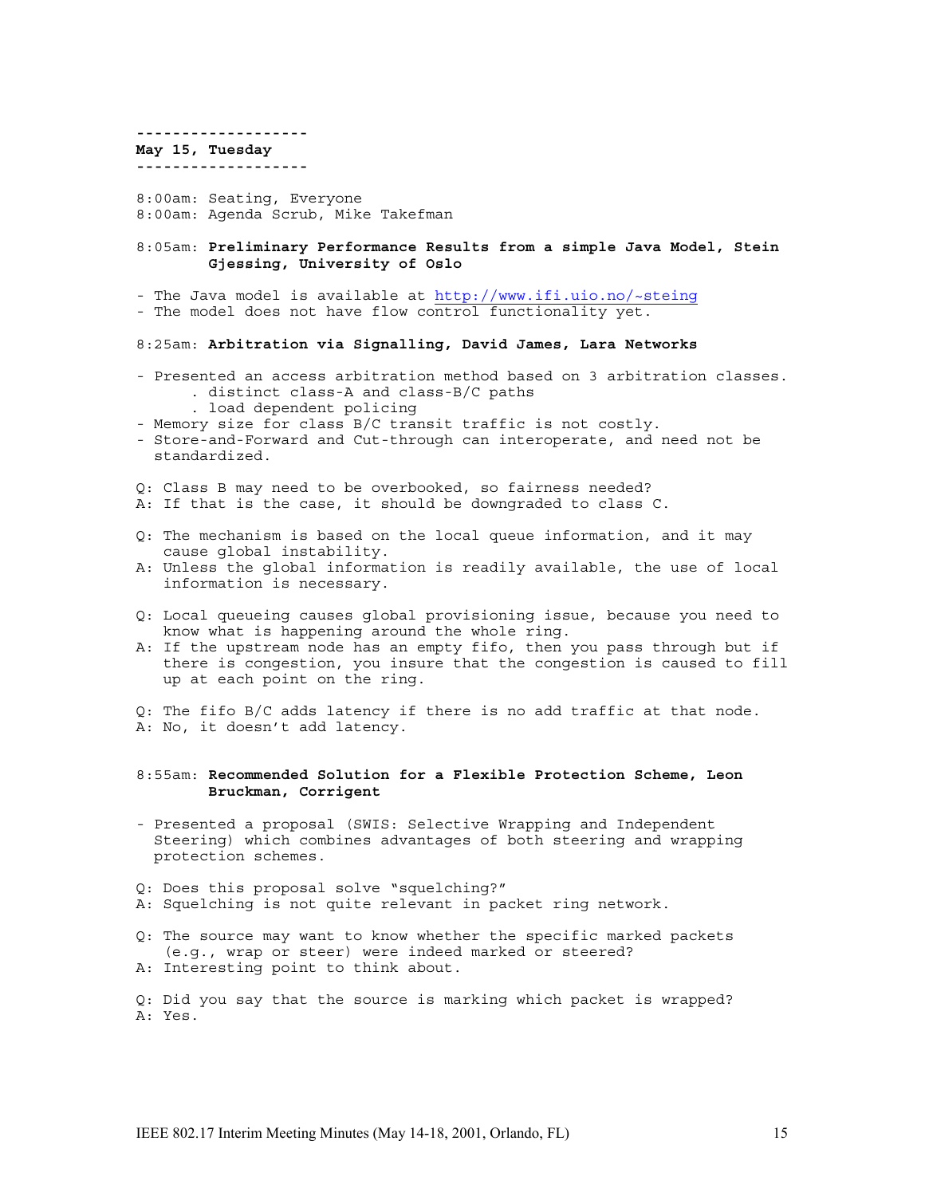-------------------
**May 15, Tuesday**
-------------------

8:00am: Seating, Everyone
8:00am: Agenda Scrub, Mike Takefman

8:05am: **Preliminary Performance Results from a simple Java Model, Stein Gjessing, University of Oslo**

- The Java model is available at http://www.ifi.uio.no/~steing
- The model does not have flow control functionality yet.

8:25am: **Arbitration via Signalling, David James, Lara Networks**

- Presented an access arbitration method based on 3 arbitration classes.
  . distinct class-A and class-B/C paths
  . load dependent policing
- Memory size for class B/C transit traffic is not costly.
- Store-and-Forward and Cut-through can interoperate, and need not be standardized.

Q: Class B may need to be overbooked, so fairness needed?
A: If that is the case, it should be downgraded to class C.

Q: The mechanism is based on the local queue information, and it may cause global instability.
A: Unless the global information is readily available, the use of local information is necessary.

Q: Local queueing causes global provisioning issue, because you need to know what is happening around the whole ring.
A: If the upstream node has an empty fifo, then you pass through but if there is congestion, you insure that the congestion is caused to fill up at each point on the ring.

Q: The fifo B/C adds latency if there is no add traffic at that node.
A: No, it doesn't add latency.

8:55am: **Recommended Solution for a Flexible Protection Scheme, Leon Bruckman, Corrigent**

- Presented a proposal (SWIS: Selective Wrapping and Independent Steering) which combines advantages of both steering and wrapping protection schemes.

Q: Does this proposal solve "squelching?"
A: Squelching is not quite relevant in packet ring network.

Q: The source may want to know whether the specific marked packets (e.g., wrap or steer) were indeed marked or steered?
A: Interesting point to think about.

Q: Did you say that the source is marking which packet is wrapped?
A: Yes.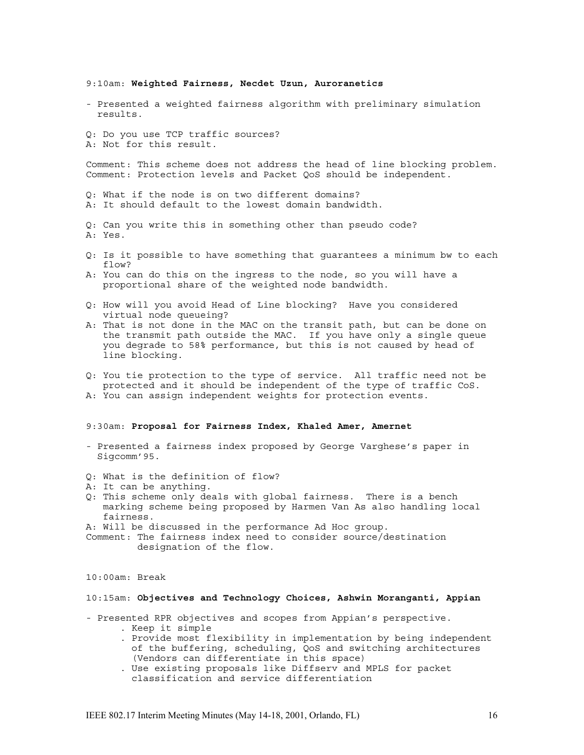9:10am: **Weighted Fairness, Necdet Uzun, Auroranetics**

- Presented a weighted fairness algorithm with preliminary simulation results.

Q: Do you use TCP traffic sources?
A: Not for this result.

Comment: This scheme does not address the head of line blocking problem.
Comment: Protection levels and Packet QoS should be independent.

Q: What if the node is on two different domains?
A: It should default to the lowest domain bandwidth.

Q: Can you write this in something other than pseudo code?
A: Yes.

Q: Is it possible to have something that guarantees a minimum bw to each flow?
A: You can do this on the ingress to the node, so you will have a proportional share of the weighted node bandwidth.

Q: How will you avoid Head of Line blocking? Have you considered virtual node queueing?
A: That is not done in the MAC on the transit path, but can be done on the transmit path outside the MAC. If you have only a single queue you degrade to 58% performance, but this is not caused by head of line blocking.

Q: You tie protection to the type of service. All traffic need not be protected and it should be independent of the type of traffic CoS.
A: You can assign independent weights for protection events.

9:30am: **Proposal for Fairness Index, Khaled Amer, Amernet**

- Presented a fairness index proposed by George Varghese's paper in Sigcomm'95.

Q: What is the definition of flow?
A: It can be anything.
Q: This scheme only deals with global fairness. There is a bench marking scheme being proposed by Harmen Van As also handling local fairness.
A: Will be discussed in the performance Ad Hoc group.
Comment: The fairness index need to consider source/destination designation of the flow.

10:00am: Break

10:15am: **Objectives and Technology Choices, Ashwin Moranganti, Appian**

- Presented RPR objectives and scopes from Appian's perspective.
  - Keep it simple
  - Provide most flexibility in implementation by being independent of the buffering, scheduling, QoS and switching architectures (Vendors can differentiate in this space)
  - Use existing proposals like Diffserv and MPLS for packet classification and service differentiation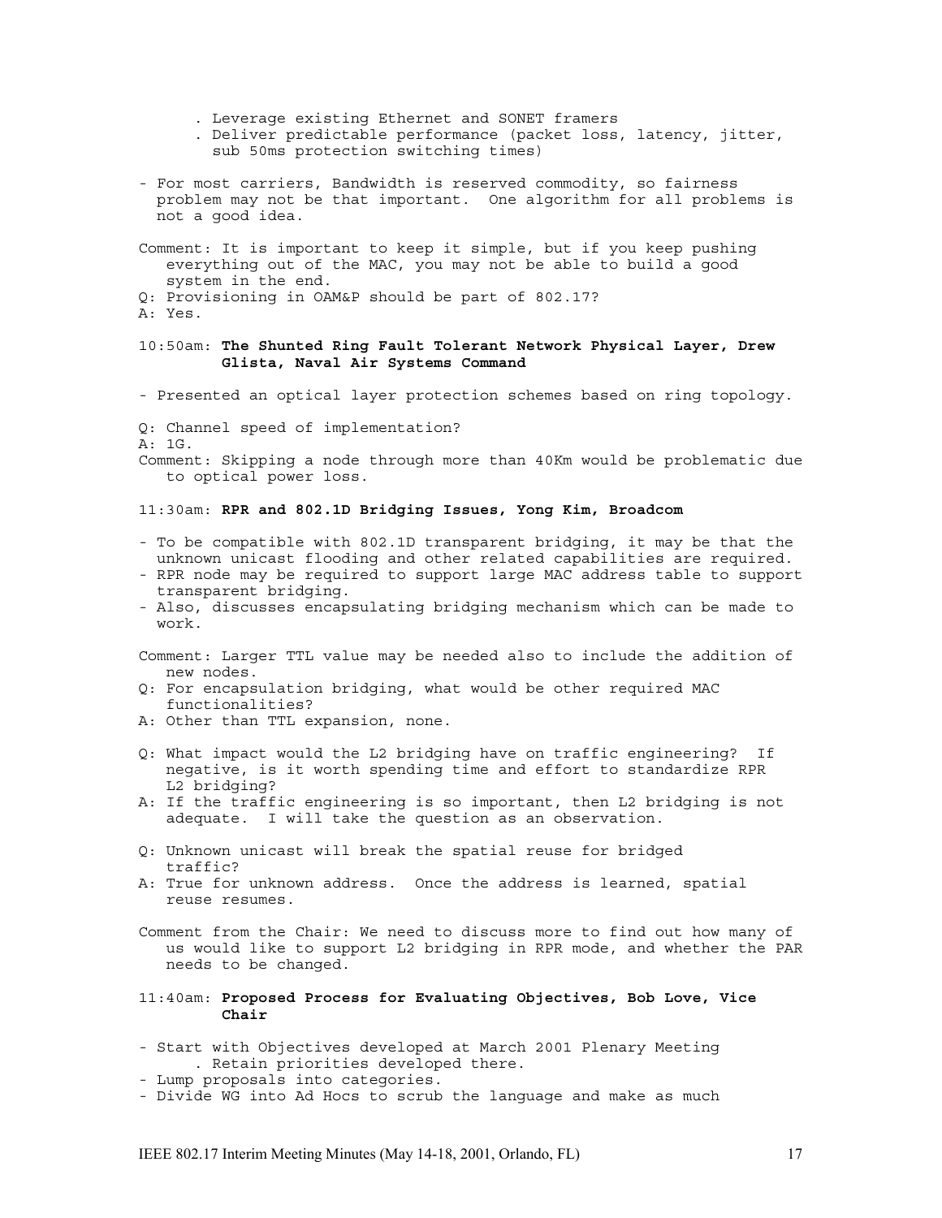- Leverage existing Ethernet and SONET framers
   - Deliver predictable performance (packet loss, latency, jitter, sub 50ms protection switching times)

- For most carriers, Bandwidth is reserved commodity, so fairness problem may not be that important. One algorithm for all problems is not a good idea.

Comment: It is important to keep it simple, but if you keep pushing everything out of the MAC, you may not be able to build a good system in the end.

Q: Provisioning in OAM&P should be part of 802.17?

A: Yes.

10:50am: **The Shunted Ring Fault Tolerant Network Physical Layer, Drew Glista, Naval Air Systems Command**

- Presented an optical layer protection schemes based on ring topology.

Q: Channel speed of implementation?

A: 1G.

Comment: Skipping a node through more than 40Km would be problematic due to optical power loss.

11:30am: **RPR and 802.1D Bridging Issues, Yong Kim, Broadcom**

- To be compatible with 802.1D transparent bridging, it may be that the unknown unicast flooding and other related capabilities are required.
- RPR node may be required to support large MAC address table to support transparent bridging.
- Also, discusses encapsulating bridging mechanism which can be made to work.

Comment: Larger TTL value may be needed also to include the addition of new nodes.

Q: For encapsulation bridging, what would be other required MAC functionalities?

A: Other than TTL expansion, none.

Q: What impact would the L2 bridging have on traffic engineering? If negative, is it worth spending time and effort to standardize RPR L2 bridging?

A: If the traffic engineering is so important, then L2 bridging is not adequate. I will take the question as an observation.

Q: Unknown unicast will break the spatial reuse for bridged traffic?

A: True for unknown address. Once the address is learned, spatial reuse resumes.

Comment from the Chair: We need to discuss more to find out how many of us would like to support L2 bridging in RPR mode, and whether the PAR needs to be changed.

11:40am: **Proposed Process for Evaluating Objectives, Bob Love, Vice Chair**

- Start with Objectives developed at March 2001 Plenary Meeting
   - Retain priorities developed there.
- Lump proposals into categories.
- Divide WG into Ad Hocs to scrub the language and make as much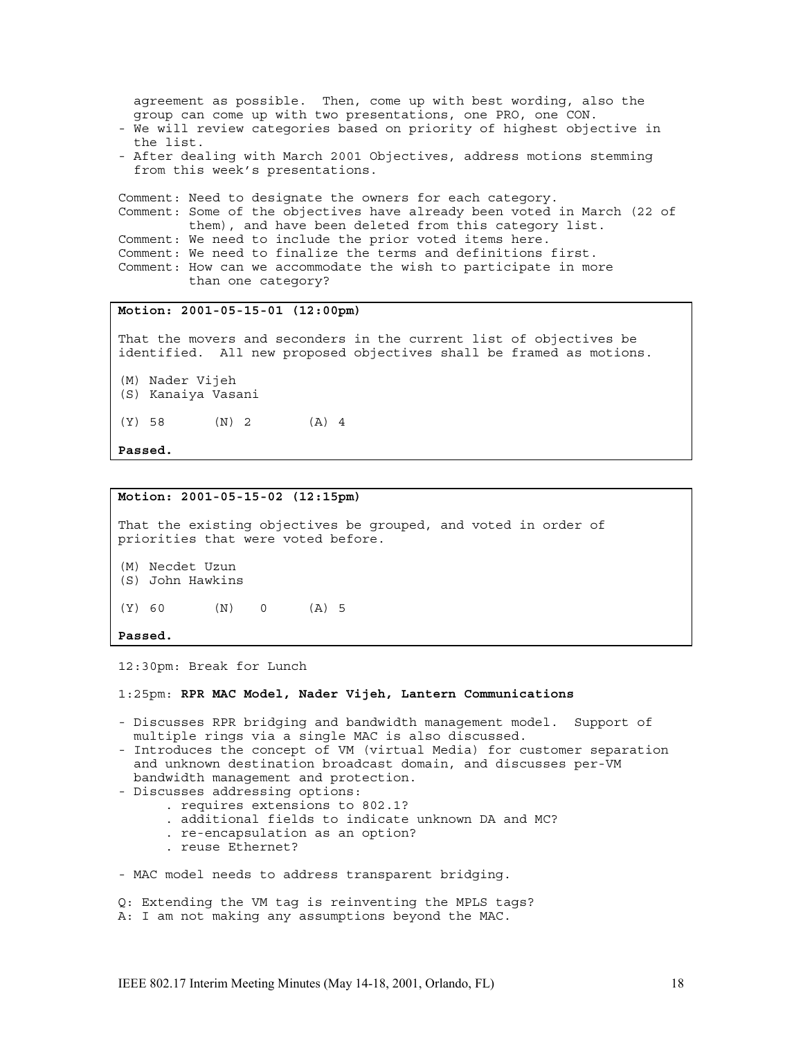agreement as possible. Then, come up with best wording, also the group can come up with two presentations, one PRO, one CON.

- We will review categories based on priority of highest objective in the list.
- After dealing with March 2001 Objectives, address motions stemming from this week's presentations.

Comment: Need to designate the owners for each category.

Comment: Some of the objectives have already been voted in March (22 of them), and have been deleted from this category list.

Comment: We need to include the prior voted items here.

Comment: We need to finalize the terms and definitions first.

Comment: How can we accommodate the wish to participate in more than one category?

**Motion: 2001-05-15-01 (12:00pm)**

That the movers and seconders in the current list of objectives be identified. All new proposed objectives shall be framed as motions.

(M) Nader Vijeh
(S) Kanaiya Vasani

(Y) 58 (N) 2 (A) 4

**Passed.**

**Motion: 2001-05-15-02 (12:15pm)**

That the existing objectives be grouped, and voted in order of priorities that were voted before.

(M) Necdet Uzun
(S) John Hawkins

(Y) 60 (N) 0 (A) 5

**Passed.**

12:30pm: Break for Lunch

1:25pm: **RPR MAC Model, Nader Vijeh, Lantern Communications**

- Discusses RPR bridging and bandwidth management model. Support of multiple rings via a single MAC is also discussed.
- Introduces the concept of VM (virtual Media) for customer separation and unknown destination broadcast domain, and discusses per-VM bandwidth management and protection.
- Discusses addressing options:
  - . requires extensions to 802.1?
  - . additional fields to indicate unknown DA and MC?
  - . re-encapsulation as an option?
  - . reuse Ethernet?
- MAC model needs to address transparent bridging.

Q: Extending the VM tag is reinventing the MPLS tags?
A: I am not making any assumptions beyond the MAC.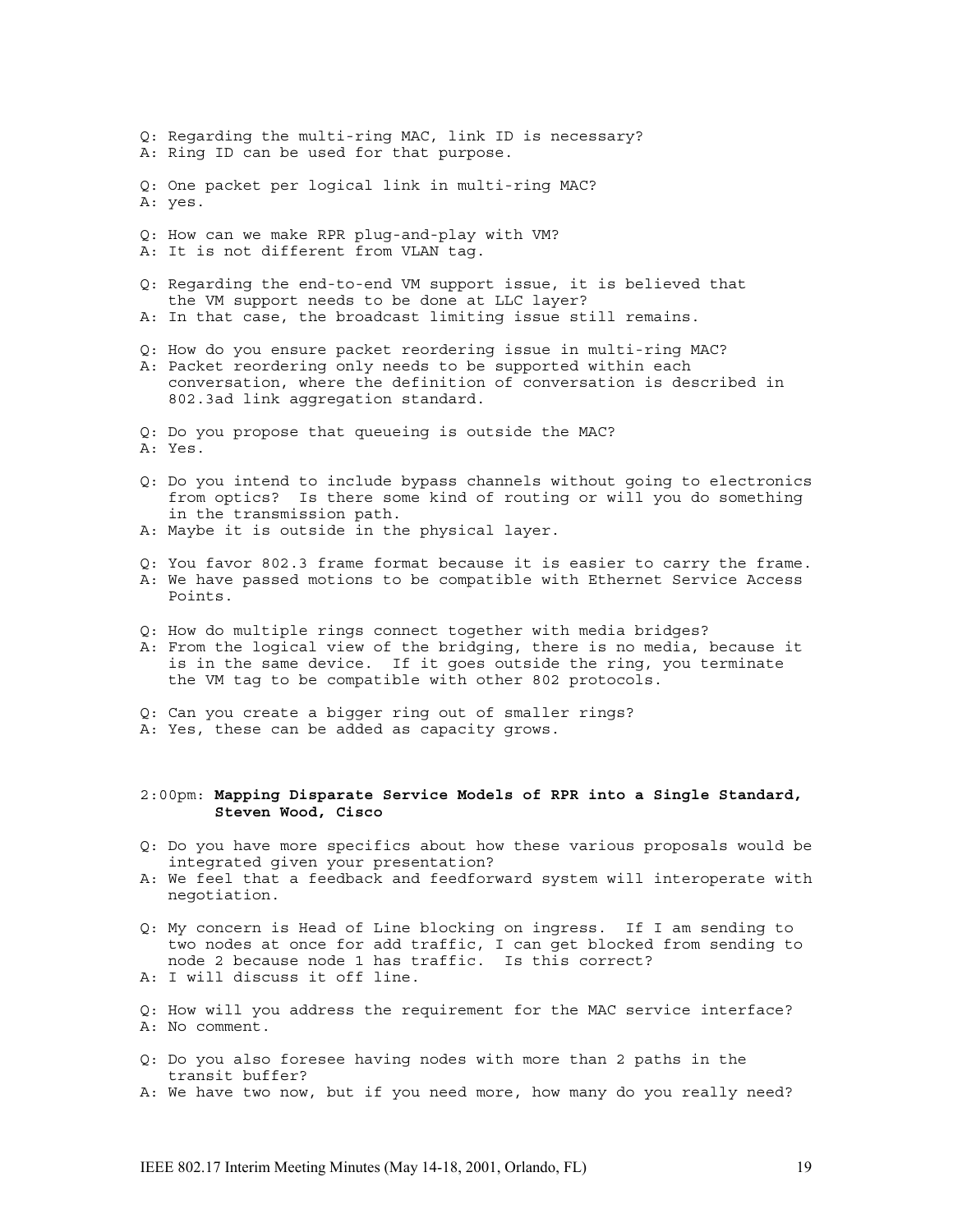Q: Regarding the multi-ring MAC, link ID is necessary?
A: Ring ID can be used for that purpose.

Q: One packet per logical link in multi-ring MAC?
A: yes.

Q: How can we make RPR plug-and-play with VM?
A: It is not different from VLAN tag.

Q: Regarding the end-to-end VM support issue, it is believed that the VM support needs to be done at LLC layer?
A: In that case, the broadcast limiting issue still remains.

Q: How do you ensure packet reordering issue in multi-ring MAC?
A: Packet reordering only needs to be supported within each conversation, where the definition of conversation is described in 802.3ad link aggregation standard.

Q: Do you propose that queueing is outside the MAC?
A: Yes.

Q: Do you intend to include bypass channels without going to electronics from optics? Is there some kind of routing or will you do something in the transmission path.
A: Maybe it is outside in the physical layer.

Q: You favor 802.3 frame format because it is easier to carry the frame.
A: We have passed motions to be compatible with Ethernet Service Access Points.

Q: How do multiple rings connect together with media bridges?
A: From the logical view of the bridging, there is no media, because it is in the same device. If it goes outside the ring, you terminate the VM tag to be compatible with other 802 protocols.

Q: Can you create a bigger ring out of smaller rings?
A: Yes, these can be added as capacity grows.

2:00pm: **Mapping Disparate Service Models of RPR into a Single Standard, Steven Wood, Cisco**

Q: Do you have more specifics about how these various proposals would be integrated given your presentation?
A: We feel that a feedback and feedforward system will interoperate with negotiation.

Q: My concern is Head of Line blocking on ingress. If I am sending to two nodes at once for add traffic, I can get blocked from sending to node 2 because node 1 has traffic. Is this correct?
A: I will discuss it off line.

Q: How will you address the requirement for the MAC service interface?
A: No comment.

Q: Do you also foresee having nodes with more than 2 paths in the transit buffer?
A: We have two now, but if you need more, how many do you really need?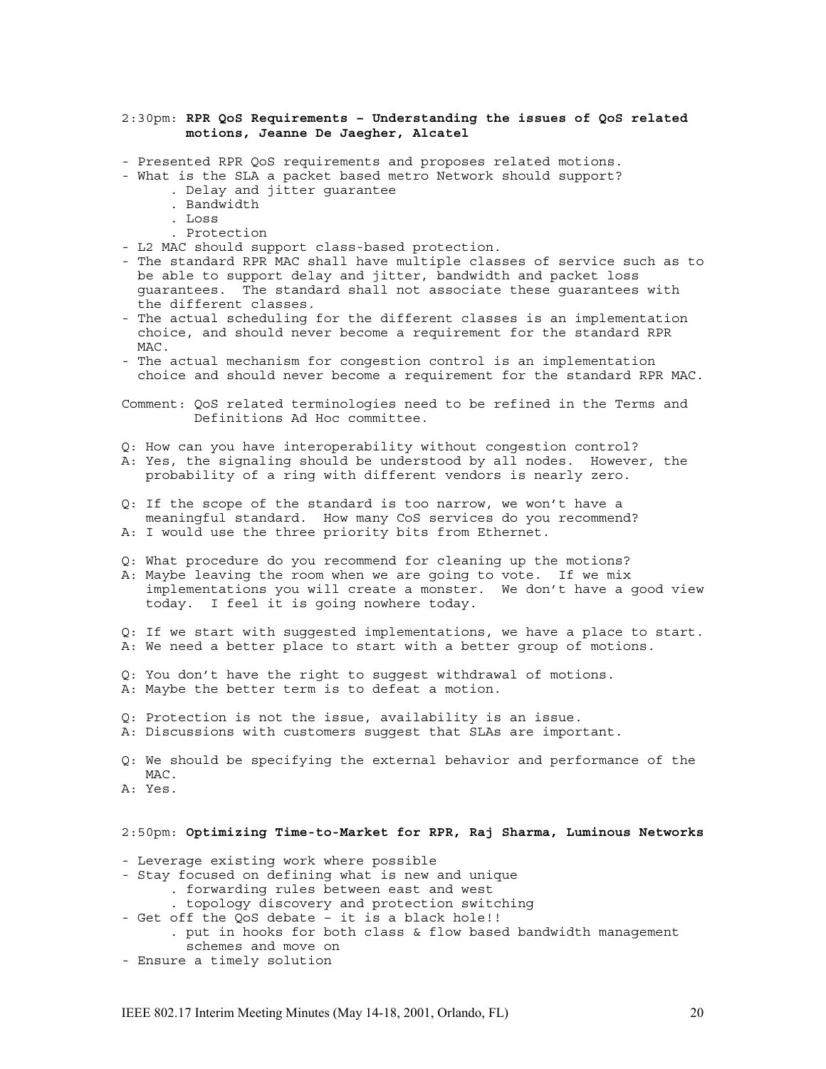2:30pm: **RPR QoS Requirements – Understanding the issues of QoS related motions, Jeanne De Jaegher, Alcatel**

- Presented RPR QoS requirements and proposes related motions.
- What is the SLA a packet based metro Network should support?
  - Delay and jitter guarantee
  - Bandwidth
  - Loss
  - Protection
- L2 MAC should support class-based protection.
- The standard RPR MAC shall have multiple classes of service such as to be able to support delay and jitter, bandwidth and packet loss guarantees. The standard shall not associate these guarantees with the different classes.
- The actual scheduling for the different classes is an implementation choice, and should never become a requirement for the standard RPR MAC.
- The actual mechanism for congestion control is an implementation choice and should never become a requirement for the standard RPR MAC.

Comment: QoS related terminologies need to be refined in the Terms and Definitions Ad Hoc committee.

Q: How can you have interoperability without congestion control?
A: Yes, the signaling should be understood by all nodes. However, the probability of a ring with different vendors is nearly zero.

Q: If the scope of the standard is too narrow, we won't have a meaningful standard. How many CoS services do you recommend?
A: I would use the three priority bits from Ethernet.

Q: What procedure do you recommend for cleaning up the motions?
A: Maybe leaving the room when we are going to vote. If we mix implementations you will create a monster. We don't have a good view today. I feel it is going nowhere today.

Q: If we start with suggested implementations, we have a place to start.
A: We need a better place to start with a better group of motions.

Q: You don't have the right to suggest withdrawal of motions.
A: Maybe the better term is to defeat a motion.

Q: Protection is not the issue, availability is an issue.
A: Discussions with customers suggest that SLAs are important.

Q: We should be specifying the external behavior and performance of the MAC.
A: Yes.

2:50pm: **Optimizing Time-to-Market for RPR, Raj Sharma, Luminous Networks**

- Leverage existing work where possible
- Stay focused on defining what is new and unique
  - forwarding rules between east and west
  - topology discovery and protection switching
- Get off the QoS debate – it is a black hole!!
  - put in hooks for both class & flow based bandwidth management schemes and move on
- Ensure a timely solution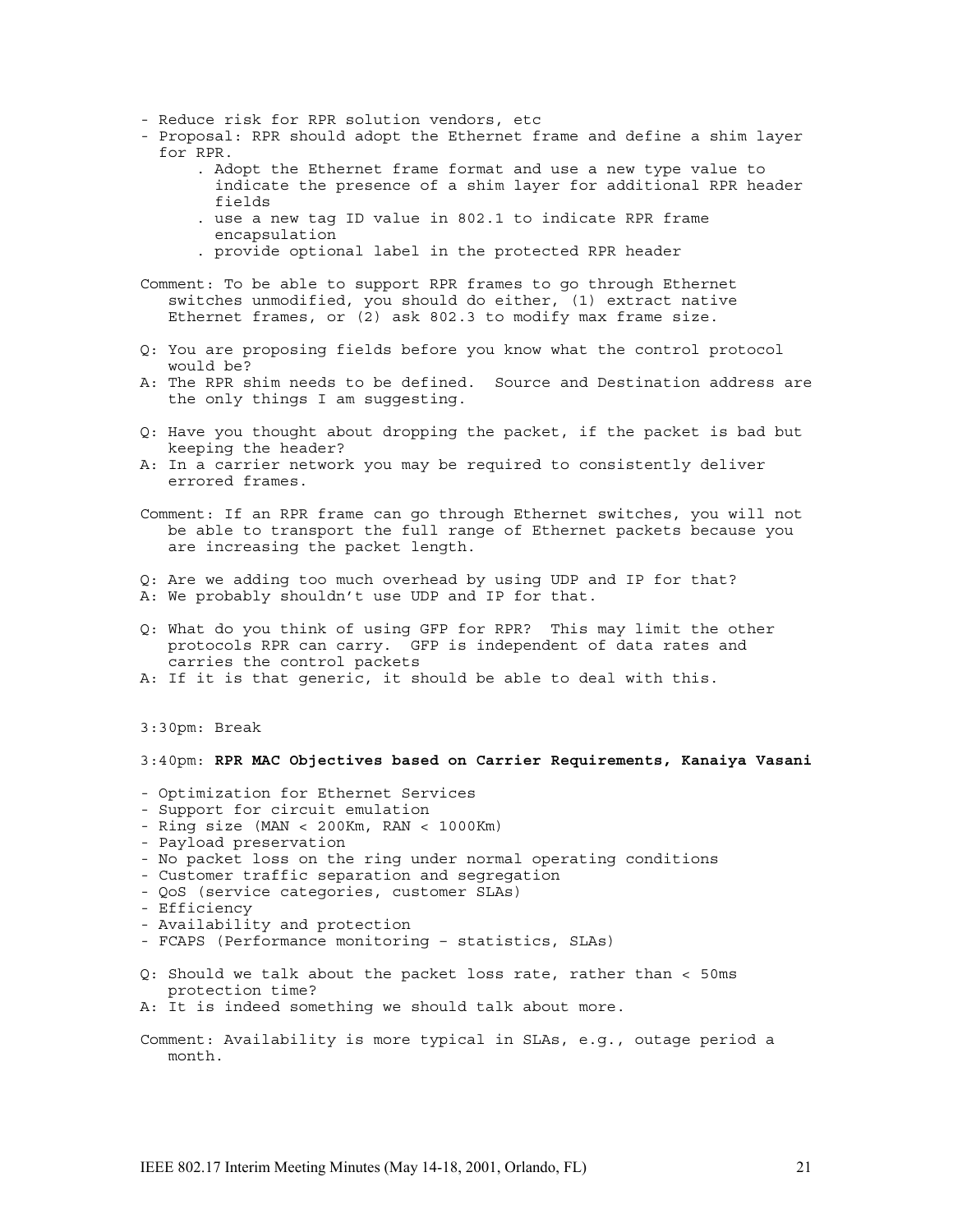- Reduce risk for RPR solution vendors, etc
- Proposal: RPR should adopt the Ethernet frame and define a shim layer for RPR.
    - Adopt the Ethernet frame format and use a new type value to indicate the presence of a shim layer for additional RPR header fields
    - use a new tag ID value in 802.1 to indicate RPR frame encapsulation
    - provide optional label in the protected RPR header

Comment: To be able to support RPR frames to go through Ethernet switches unmodified, you should do either, (1) extract native Ethernet frames, or (2) ask 802.3 to modify max frame size.

Q: You are proposing fields before you know what the control protocol would be?
A: The RPR shim needs to be defined. Source and Destination address are the only things I am suggesting.

Q: Have you thought about dropping the packet, if the packet is bad but keeping the header?
A: In a carrier network you may be required to consistently deliver errored frames.

Comment: If an RPR frame can go through Ethernet switches, you will not be able to transport the full range of Ethernet packets because you are increasing the packet length.

Q: Are we adding too much overhead by using UDP and IP for that?
A: We probably shouldn't use UDP and IP for that.

Q: What do you think of using GFP for RPR? This may limit the other protocols RPR can carry. GFP is independent of data rates and carries the control packets
A: If it is that generic, it should be able to deal with this.

3:30pm: Break

3:40pm: **RPR MAC Objectives based on Carrier Requirements, Kanaiya Vasani**

- Optimization for Ethernet Services
- Support for circuit emulation
- Ring size (MAN < 200Km, RAN < 1000Km)
- Payload preservation
- No packet loss on the ring under normal operating conditions
- Customer traffic separation and segregation
- QoS (service categories, customer SLAs)
- Efficiency
- Availability and protection
- FCAPS (Performance monitoring – statistics, SLAs)

Q: Should we talk about the packet loss rate, rather than < 50ms protection time?
A: It is indeed something we should talk about more.

Comment: Availability is more typical in SLAs, e.g., outage period a month.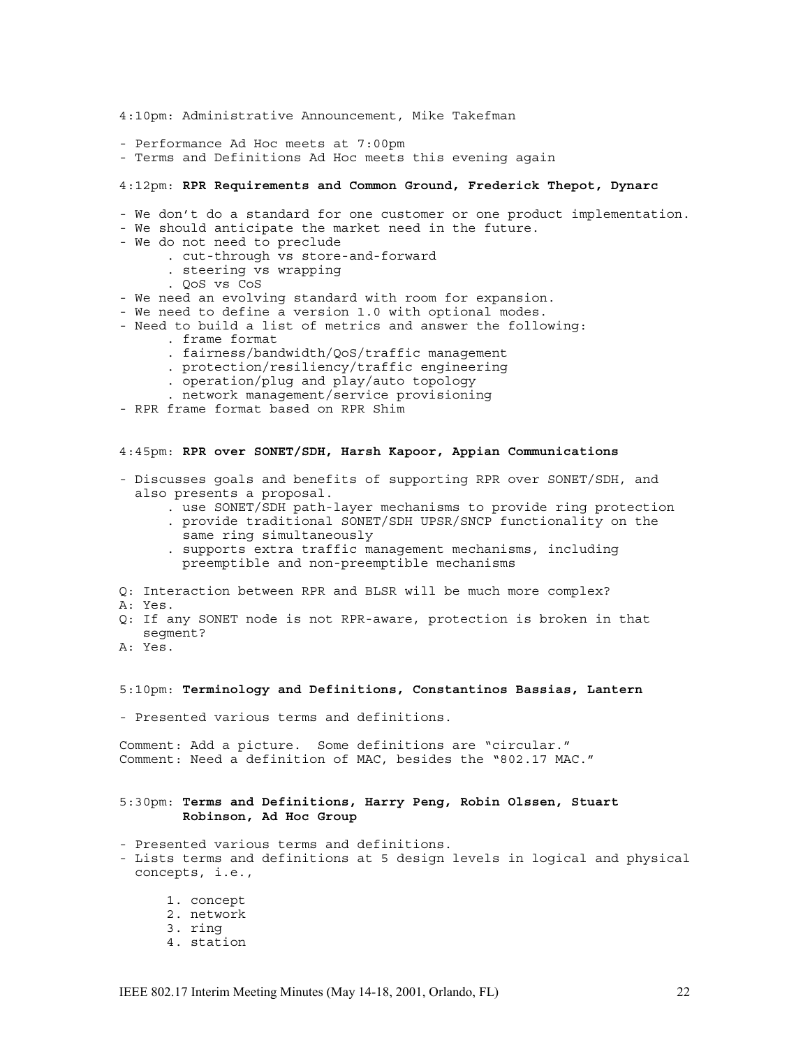4:10pm: Administrative Announcement, Mike Takefman

- Performance Ad Hoc meets at 7:00pm
- Terms and Definitions Ad Hoc meets this evening again

4:12pm: **RPR Requirements and Common Ground, Frederick Thepot, Dynarc**

- We don't do a standard for one customer or one product implementation.
- We should anticipate the market need in the future.
- We do not need to preclude
  - . cut-through vs store-and-forward
  - . steering vs wrapping
  - . QoS vs CoS
- We need an evolving standard with room for expansion.
- We need to define a version 1.0 with optional modes.
- Need to build a list of metrics and answer the following:
  - . frame format
  - . fairness/bandwidth/QoS/traffic management
  - . protection/resiliency/traffic engineering
  - . operation/plug and play/auto topology
  - . network management/service provisioning
- RPR frame format based on RPR Shim

4:45pm: **RPR over SONET/SDH, Harsh Kapoor, Appian Communications**

- Discusses goals and benefits of supporting RPR over SONET/SDH, and also presents a proposal.
  - . use SONET/SDH path-layer mechanisms to provide ring protection
  - . provide traditional SONET/SDH UPSR/SNCP functionality on the same ring simultaneously
  - . supports extra traffic management mechanisms, including preemptible and non-preemptible mechanisms

Q: Interaction between RPR and BLSR will be much more complex?
A: Yes.
Q: If any SONET node is not RPR-aware, protection is broken in that segment?
A: Yes.

5:10pm: **Terminology and Definitions, Constantinos Bassias, Lantern**

- Presented various terms and definitions.

Comment: Add a picture. Some definitions are "circular."
Comment: Need a definition of MAC, besides the "802.17 MAC."

5:30pm: **Terms and Definitions, Harry Peng, Robin Olssen, Stuart Robinson, Ad Hoc Group**

- Presented various terms and definitions.
- Lists terms and definitions at 5 design levels in logical and physical concepts, i.e.,

  1. concept
  2. network
  3. ring
  4. station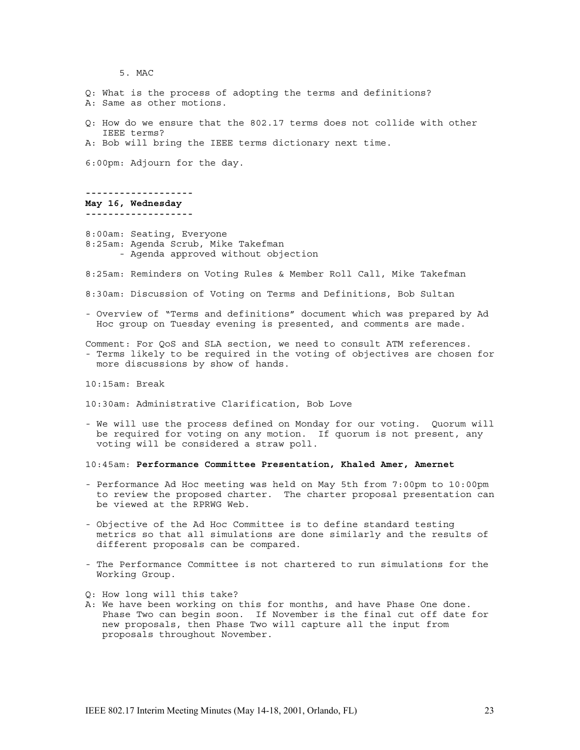5. MAC

Q: What is the process of adopting the terms and definitions?
A: Same as other motions.

Q: How do we ensure that the 802.17 terms does not collide with other IEEE terms?
A: Bob will bring the IEEE terms dictionary next time.

6:00pm: Adjourn for the day.

-------------------
**May 16, Wednesday**
-------------------

8:00am: Seating, Everyone
8:25am: Agenda Scrub, Mike Takefman
- Agenda approved without objection

8:25am: Reminders on Voting Rules & Member Roll Call, Mike Takefman

8:30am: Discussion of Voting on Terms and Definitions, Bob Sultan

- Overview of "Terms and definitions" document which was prepared by Ad Hoc group on Tuesday evening is presented, and comments are made.

Comment: For QoS and SLA section, we need to consult ATM references.
- Terms likely to be required in the voting of objectives are chosen for more discussions by show of hands.

10:15am: Break

10:30am: Administrative Clarification, Bob Love

- We will use the process defined on Monday for our voting. Quorum will be required for voting on any motion. If quorum is not present, any voting will be considered a straw poll.

10:45am: **Performance Committee Presentation, Khaled Amer, Amernet**

- Performance Ad Hoc meeting was held on May 5th from 7:00pm to 10:00pm to review the proposed charter. The charter proposal presentation can be viewed at the RPRWG Web.

- Objective of the Ad Hoc Committee is to define standard testing metrics so that all simulations are done similarly and the results of different proposals can be compared.

- The Performance Committee is not chartered to run simulations for the Working Group.

Q: How long will this take?
A: We have been working on this for months, and have Phase One done. Phase Two can begin soon. If November is the final cut off date for new proposals, then Phase Two will capture all the input from proposals throughout November.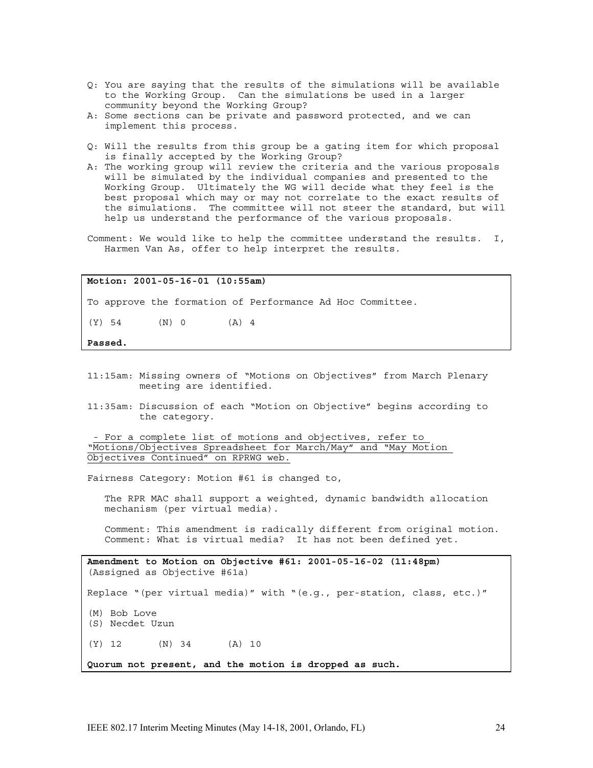Q: You are saying that the results of the simulations will be available to the Working Group. Can the simulations be used in a larger community beyond the Working Group?

A: Some sections can be private and password protected, and we can implement this process.

Q: Will the results from this group be a gating item for which proposal is finally accepted by the Working Group?

A: The working group will review the criteria and the various proposals will be simulated by the individual companies and presented to the Working Group. Ultimately the WG will decide what they feel is the best proposal which may or may not correlate to the exact results of the simulations. The committee will not steer the standard, but will help us understand the performance of the various proposals.

Comment: We would like to help the committee understand the results. I, Harmen Van As, offer to help interpret the results.

---

**Motion: 2001-05-16-01 (10:55am)**

To approve the formation of Performance Ad Hoc Committee.

(Y) 54 (N) 0 (A) 4

**Passed.**

---

11:15am: Missing owners of "Motions on Objectives" from March Plenary meeting are identified.

11:35am: Discussion of each "Motion on Objective" begins according to the category.

- For a complete list of motions and objectives, refer to "Motions/Objectives Spreadsheet for March/May" and "May Motion Objectives Continued" on RPRWG web.

Fairness Category: Motion #61 is changed to,

The RPR MAC shall support a weighted, dynamic bandwidth allocation mechanism (per virtual media).

Comment: This amendment is radically different from original motion.
Comment: What is virtual media? It has not been defined yet.

---

**Amendment to Motion on Objective #61: 2001-05-16-02 (11:48pm)**
(Assigned as Objective #61a)

Replace "(per virtual media)" with "(e.g., per-station, class, etc.)"

(M) Bob Love
(S) Necdet Uzun

(Y) 12 (N) 34 (A) 10

**Quorum not present, and the motion is dropped as such.**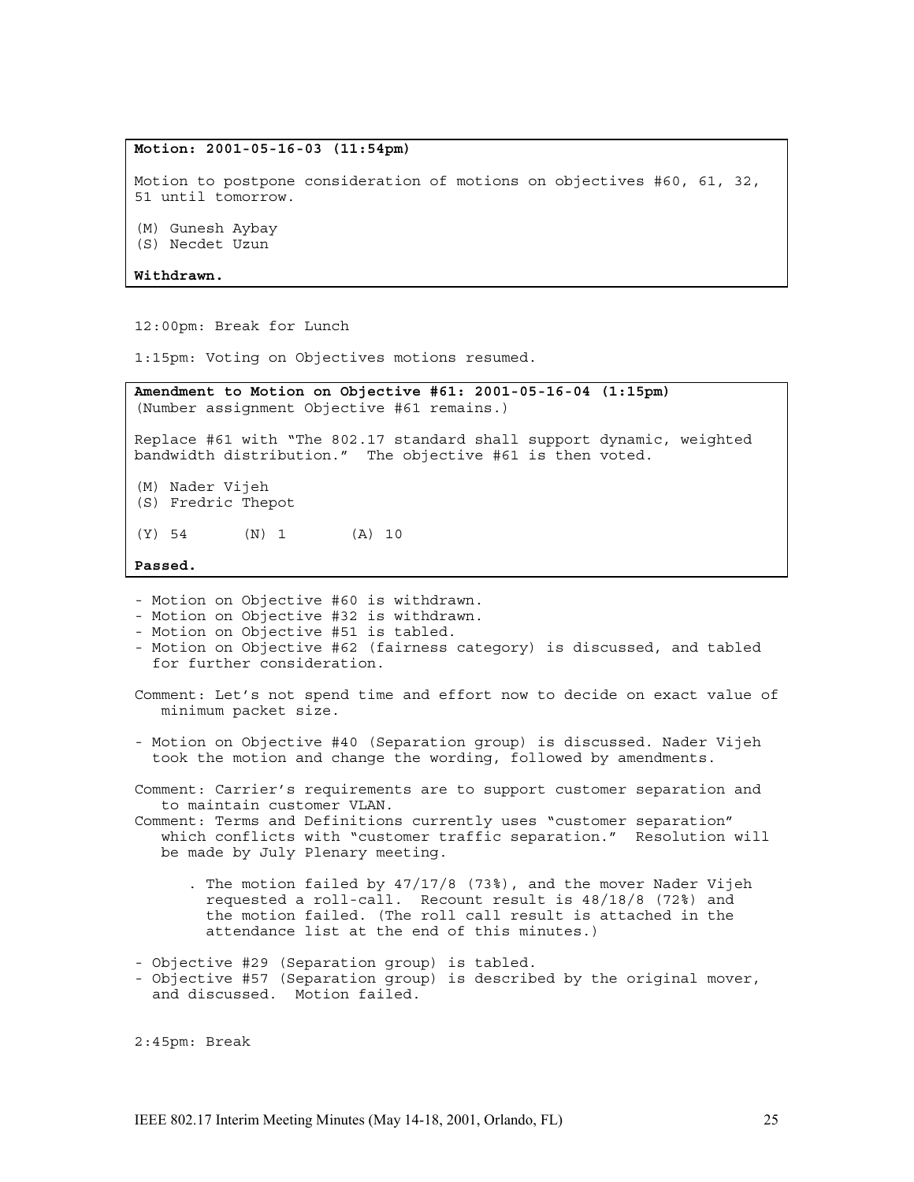**Motion: 2001-05-16-03 (11:54pm)**

Motion to postpone consideration of motions on objectives #60, 61, 32, 51 until tomorrow.

(M) Gunesh Aybay
(S) Necdet Uzun

**Withdrawn.**

12:00pm: Break for Lunch

1:15pm: Voting on Objectives motions resumed.

**Amendment to Motion on Objective #61: 2001-05-16-04 (1:15pm)**
(Number assignment Objective #61 remains.)

Replace #61 with "The 802.17 standard shall support dynamic, weighted bandwidth distribution." The objective #61 is then voted.

(M) Nader Vijeh
(S) Fredric Thepot

(Y) 54 (N) 1 (A) 10

**Passed.**

- Motion on Objective #60 is withdrawn.
- Motion on Objective #32 is withdrawn.
- Motion on Objective #51 is tabled.
- Motion on Objective #62 (fairness category) is discussed, and tabled for further consideration.

Comment: Let's not spend time and effort now to decide on exact value of minimum packet size.

- Motion on Objective #40 (Separation group) is discussed. Nader Vijeh took the motion and change the wording, followed by amendments.

Comment: Carrier's requirements are to support customer separation and to maintain customer VLAN.
Comment: Terms and Definitions currently uses "customer separation" which conflicts with "customer traffic separation." Resolution will be made by July Plenary meeting.

. The motion failed by 47/17/8 (73%), and the mover Nader Vijeh requested a roll-call. Recount result is 48/18/8 (72%) and the motion failed. (The roll call result is attached in the attendance list at the end of this minutes.)

- Objective #29 (Separation group) is tabled.
- Objective #57 (Separation group) is described by the original mover, and discussed. Motion failed.

2:45pm: Break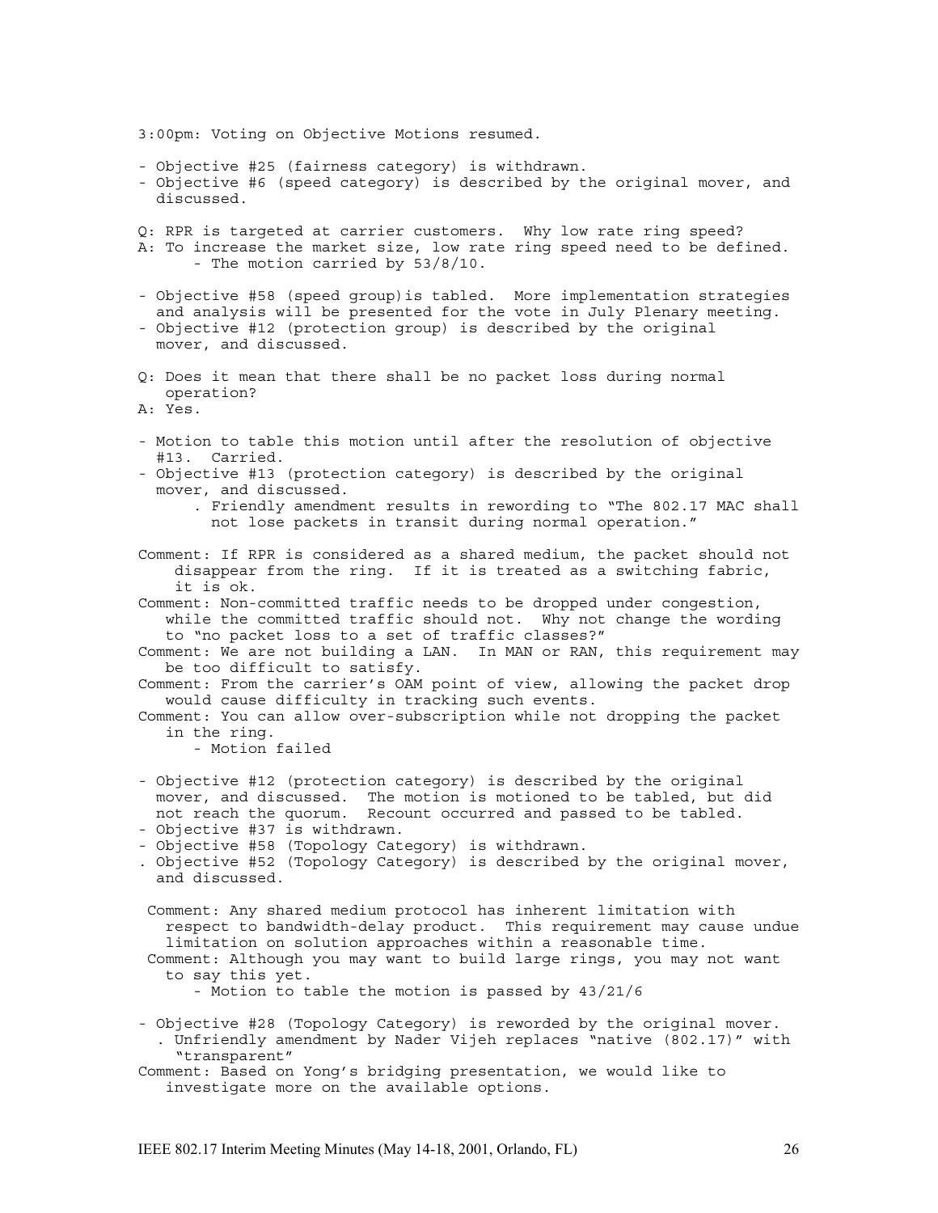3:00pm: Voting on Objective Motions resumed.

- Objective #25 (fairness category) is withdrawn.
- Objective #6 (speed category) is described by the original mover, and discussed.

Q: RPR is targeted at carrier customers. Why low rate ring speed?
A: To increase the market size, low rate ring speed need to be defined.
  - The motion carried by 53/8/10.

- Objective #58 (speed group)is tabled. More implementation strategies and analysis will be presented for the vote in July Plenary meeting.
- Objective #12 (protection group) is described by the original mover, and discussed.

Q: Does it mean that there shall be no packet loss during normal operation?
A: Yes.

- Motion to table this motion until after the resolution of objective #13. Carried.
- Objective #13 (protection category) is described by the original mover, and discussed.
  . Friendly amendment results in rewording to "The 802.17 MAC shall not lose packets in transit during normal operation."

Comment: If RPR is considered as a shared medium, the packet should not disappear from the ring. If it is treated as a switching fabric, it is ok.
Comment: Non-committed traffic needs to be dropped under congestion, while the committed traffic should not. Why not change the wording to "no packet loss to a set of traffic classes?"
Comment: We are not building a LAN. In MAN or RAN, this requirement may be too difficult to satisfy.
Comment: From the carrier's OAM point of view, allowing the packet drop would cause difficulty in tracking such events.
Comment: You can allow over-subscription while not dropping the packet in the ring.
  - Motion failed

- Objective #12 (protection category) is described by the original mover, and discussed. The motion is motioned to be tabled, but did not reach the quorum. Recount occurred and passed to be tabled.
- Objective #37 is withdrawn.
- Objective #58 (Topology Category) is withdrawn.
. Objective #52 (Topology Category) is described by the original mover, and discussed.

Comment: Any shared medium protocol has inherent limitation with respect to bandwidth-delay product. This requirement may cause undue limitation on solution approaches within a reasonable time.
Comment: Although you may want to build large rings, you may not want to say this yet.
  - Motion to table the motion is passed by 43/21/6

- Objective #28 (Topology Category) is reworded by the original mover.
  . Unfriendly amendment by Nader Vijeh replaces "native (802.17)" with "transparent"

Comment: Based on Yong's bridging presentation, we would like to investigate more on the available options.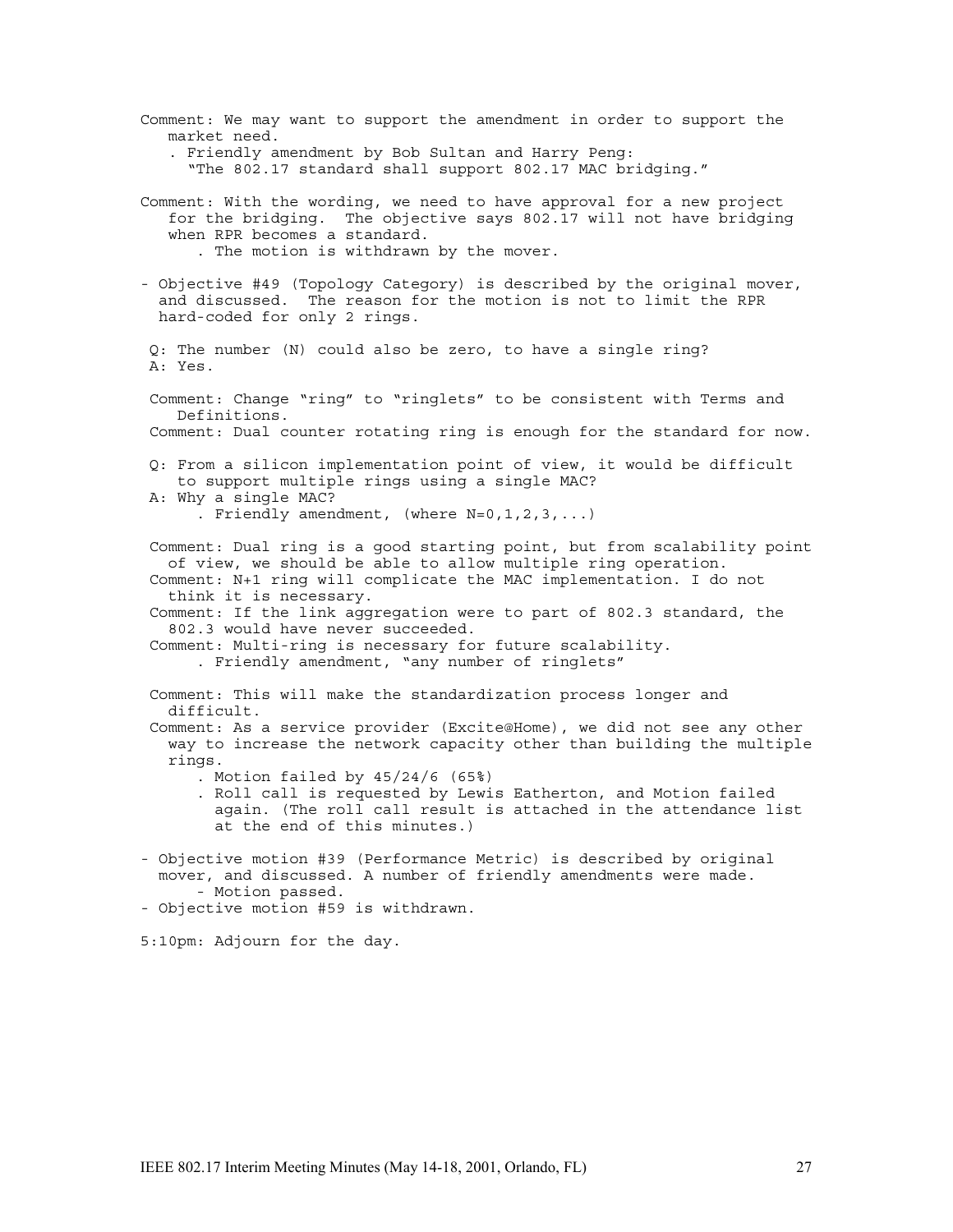Comment: We may want to support the amendment in order to support the market need.

. Friendly amendment by Bob Sultan and Harry Peng: "The 802.17 standard shall support 802.17 MAC bridging."

Comment: With the wording, we need to have approval for a new project for the bridging. The objective says 802.17 will not have bridging when RPR becomes a standard.

. The motion is withdrawn by the mover.

- Objective #49 (Topology Category) is described by the original mover, and discussed. The reason for the motion is not to limit the RPR hard-coded for only 2 rings.

Q: The number (N) could also be zero, to have a single ring?
A: Yes.

Comment: Change "ring" to "ringlets" to be consistent with Terms and Definitions.
Comment: Dual counter rotating ring is enough for the standard for now.

Q: From a silicon implementation point of view, it would be difficult to support multiple rings using a single MAC?
A: Why a single MAC?

. Friendly amendment, (where N=0,1,2,3,...)

Comment: Dual ring is a good starting point, but from scalability point of view, we should be able to allow multiple ring operation.
Comment: N+1 ring will complicate the MAC implementation. I do not think it is necessary.
Comment: If the link aggregation were to part of 802.3 standard, the 802.3 would have never succeeded.
Comment: Multi-ring is necessary for future scalability.

. Friendly amendment, "any number of ringlets"

Comment: This will make the standardization process longer and difficult.
Comment: As a service provider (Excite@Home), we did not see any other way to increase the network capacity other than building the multiple rings.

. Motion failed by 45/24/6 (65%)
. Roll call is requested by Lewis Eatherton, and Motion failed again. (The roll call result is attached in the attendance list at the end of this minutes.)

- Objective motion #39 (Performance Metric) is described by original mover, and discussed. A number of friendly amendments were made.
  - Motion passed.
- Objective motion #59 is withdrawn.

5:10pm: Adjourn for the day.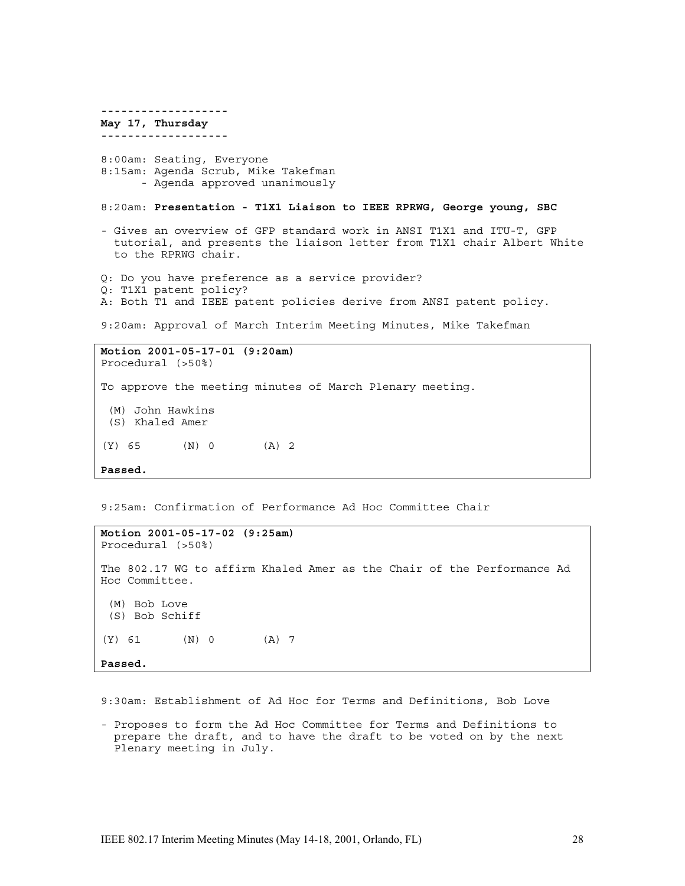\-------------------

**May 17, Thursday**

\-------------------

8:00am: Seating, Everyone

8:15am: Agenda Scrub, Mike Takefman

- Agenda approved unanimously

8:20am: **Presentation - T1X1 Liaison to IEEE RPRWG, George young, SBC**

- Gives an overview of GFP standard work in ANSI T1X1 and ITU-T, GFP tutorial, and presents the liaison letter from T1X1 chair Albert White to the RPRWG chair.

Q: Do you have preference as a service provider?
Q: T1X1 patent policy?
A: Both T1 and IEEE patent policies derive from ANSI patent policy.

9:20am: Approval of March Interim Meeting Minutes, Mike Takefman

> **Motion 2001-05-17-01 (9:20am)**
> Procedural (>50%)
>
> To approve the meeting minutes of March Plenary meeting.
>
> (M) John Hawkins
> (S) Khaled Amer
>
> (Y) 65 (N) 0 (A) 2
>
> **Passed.**

9:25am: Confirmation of Performance Ad Hoc Committee Chair

> **Motion 2001-05-17-02 (9:25am)**
> Procedural (>50%)
>
> The 802.17 WG to affirm Khaled Amer as the Chair of the Performance Ad Hoc Committee.
>
> (M) Bob Love
> (S) Bob Schiff
>
> (Y) 61 (N) 0 (A) 7
>
> **Passed.**

9:30am: Establishment of Ad Hoc for Terms and Definitions, Bob Love

- Proposes to form the Ad Hoc Committee for Terms and Definitions to prepare the draft, and to have the draft to be voted on by the next Plenary meeting in July.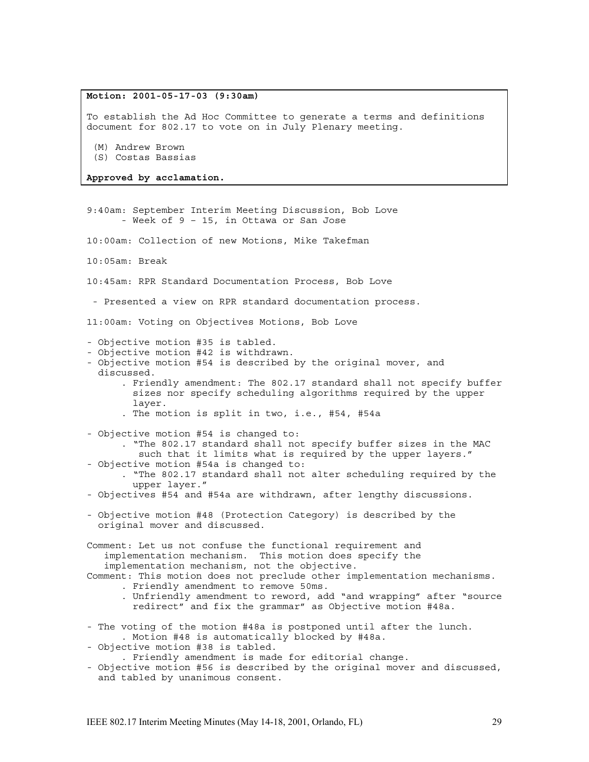**Motion: 2001-05-17-03 (9:30am)**

To establish the Ad Hoc Committee to generate a terms and definitions document for 802.17 to vote on in July Plenary meeting.

(M) Andrew Brown
(S) Costas Bassias

**Approved by acclamation.**

9:40am: September Interim Meeting Discussion, Bob Love
- Week of 9 – 15, in Ottawa or San Jose

10:00am: Collection of new Motions, Mike Takefman

10:05am: Break

10:45am: RPR Standard Documentation Process, Bob Love

- Presented a view on RPR standard documentation process.

11:00am: Voting on Objectives Motions, Bob Love

- Objective motion #35 is tabled.
- Objective motion #42 is withdrawn.
- Objective motion #54 is described by the original mover, and discussed.
  - Friendly amendment: The 802.17 standard shall not specify buffer sizes nor specify scheduling algorithms required by the upper layer.
  - The motion is split in two, i.e., #54, #54a
- Objective motion #54 is changed to:
  - "The 802.17 standard shall not specify buffer sizes in the MAC such that it limits what is required by the upper layers."
- Objective motion #54a is changed to:
  - "The 802.17 standard shall not alter scheduling required by the upper layer."
- Objectives #54 and #54a are withdrawn, after lengthy discussions.
- Objective motion #48 (Protection Category) is described by the original mover and discussed.

Comment: Let us not confuse the functional requirement and implementation mechanism. This motion does specify the implementation mechanism, not the objective.

Comment: This motion does not preclude other implementation mechanisms.
- Friendly amendment to remove 50ms.
- Unfriendly amendment to reword, add "and wrapping" after "source redirect" and fix the grammar" as Objective motion #48a.

- The voting of the motion #48a is postponed until after the lunch.
  - Motion #48 is automatically blocked by #48a.
- Objective motion #38 is tabled.
  - Friendly amendment is made for editorial change.
- Objective motion #56 is described by the original mover and discussed, and tabled by unanimous consent.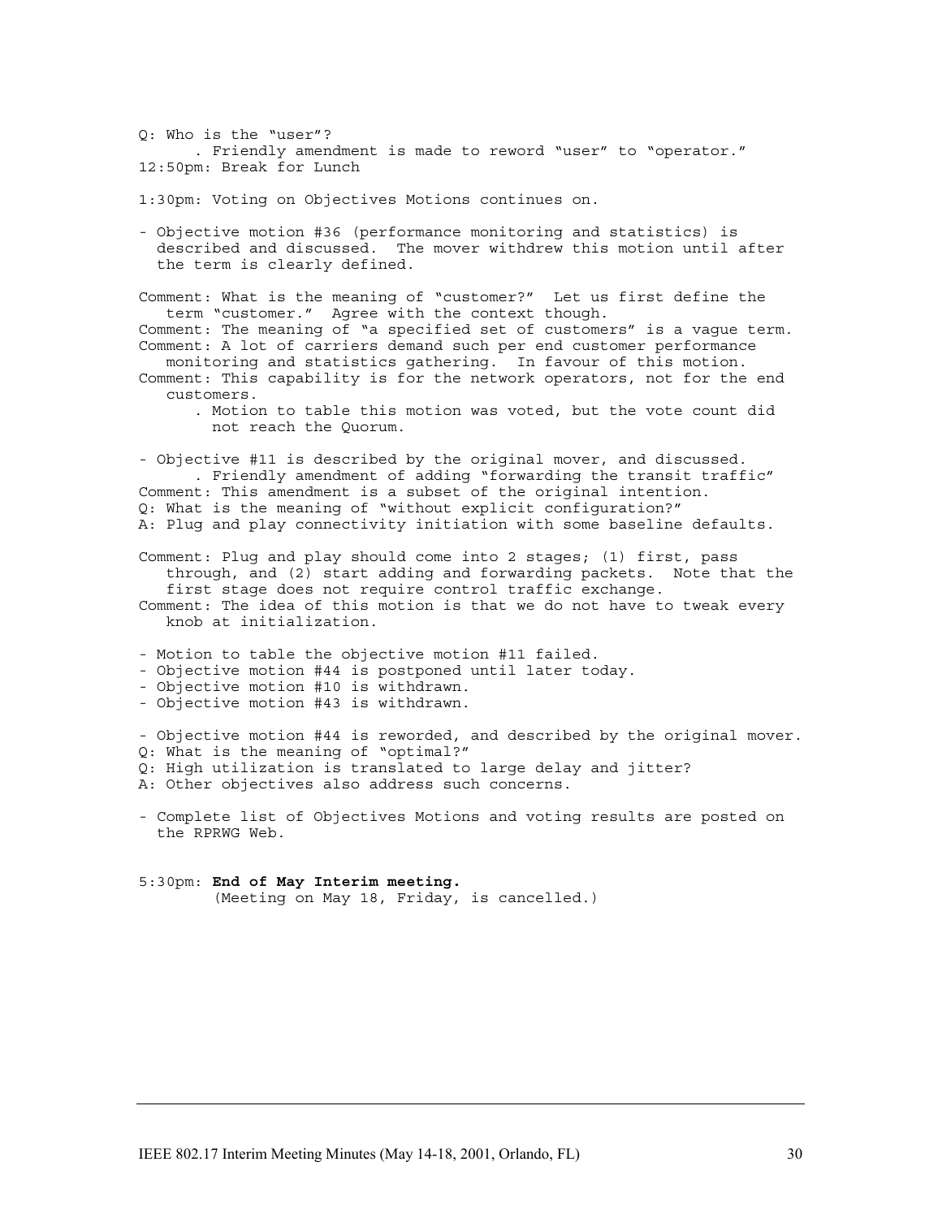Q: Who is the "user"?

. Friendly amendment is made to reword "user" to "operator."

12:50pm: Break for Lunch

1:30pm: Voting on Objectives Motions continues on.

- Objective motion #36 (performance monitoring and statistics) is described and discussed. The mover withdrew this motion until after the term is clearly defined.

Comment: What is the meaning of "customer?" Let us first define the term "customer." Agree with the context though.

Comment: The meaning of "a specified set of customers" is a vague term.

Comment: A lot of carriers demand such per end customer performance monitoring and statistics gathering. In favour of this motion.

Comment: This capability is for the network operators, not for the end customers.

. Motion to table this motion was voted, but the vote count did not reach the Quorum.

- Objective #11 is described by the original mover, and discussed.

. Friendly amendment of adding "forwarding the transit traffic"

Comment: This amendment is a subset of the original intention.

Q: What is the meaning of "without explicit configuration?"

A: Plug and play connectivity initiation with some baseline defaults.

Comment: Plug and play should come into 2 stages; (1) first, pass through, and (2) start adding and forwarding packets. Note that the first stage does not require control traffic exchange.

Comment: The idea of this motion is that we do not have to tweak every knob at initialization.

- Motion to table the objective motion #11 failed.
- Objective motion #44 is postponed until later today.
- Objective motion #10 is withdrawn.
- Objective motion #43 is withdrawn.

- Objective motion #44 is reworded, and described by the original mover.

Q: What is the meaning of "optimal?"

Q: High utilization is translated to large delay and jitter?

A: Other objectives also address such concerns.

- Complete list of Objectives Motions and voting results are posted on the RPRWG Web.

5:30pm: **End of May Interim meeting.**

(Meeting on May 18, Friday, is cancelled.)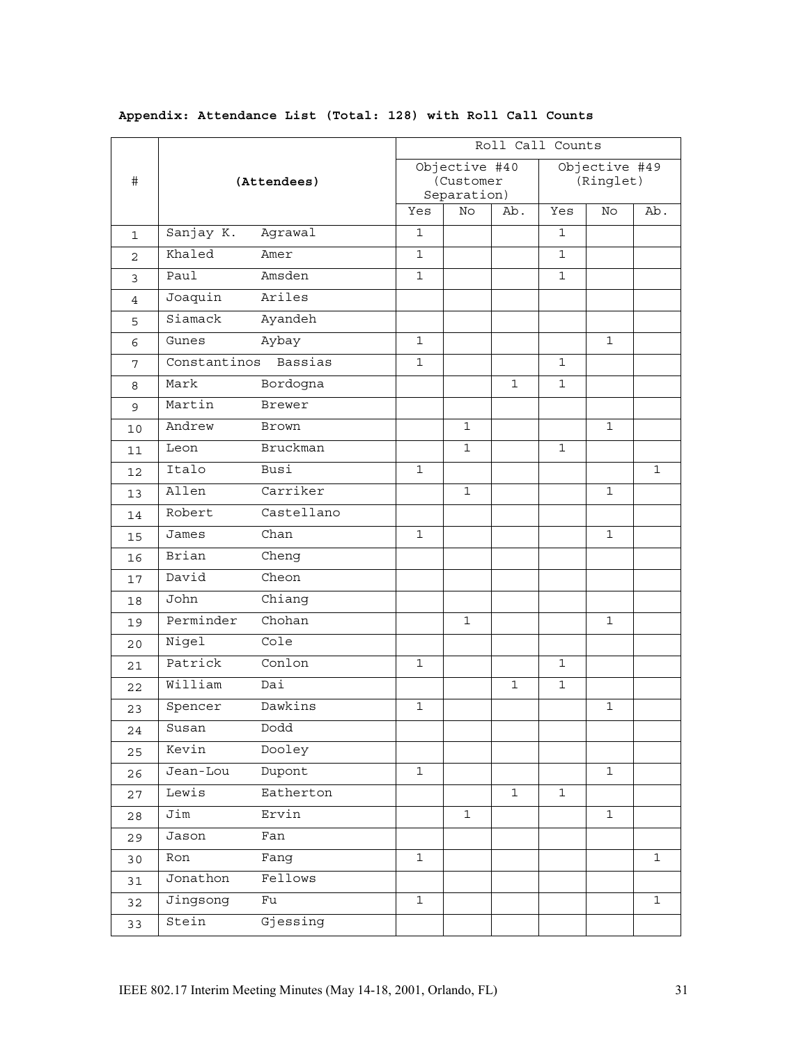**Appendix: Attendance List (Total: 128) with Roll Call Counts**

| # | (Attendees) | | Roll Call Counts | | | | | |
|---|---|---|---|---|---|---|---|---|
| | | | Objective #40 (Customer Separation) | | | Objective #49 (Ringlet) | | |
| | | | Yes | No | Ab. | Yes | No | Ab. |
| 1 | Sanjay K. | Agrawal | 1 | | | 1 | | |
| 2 | Khaled | Amer | 1 | | | 1 | | |
| 3 | Paul | Amsden | 1 | | | 1 | | |
| 4 | Joaquin | Ariles | | | | | | |
| 5 | Siamack | Ayandeh | | | | | | |
| 6 | Gunes | Aybay | 1 | | | | 1 | |
| 7 | Constantinos | Bassias | 1 | | | 1 | | |
| 8 | Mark | Bordogna | | | 1 | 1 | | |
| 9 | Martin | Brewer | | | | | | |
| 10 | Andrew | Brown | | 1 | | | 1 | |
| 11 | Leon | Bruckman | | 1 | | 1 | | |
| 12 | Italo | Busi | 1 | | | | | 1 |
| 13 | Allen | Carriker | | 1 | | | 1 | |
| 14 | Robert | Castellano | | | | | | |
| 15 | James | Chan | 1 | | | | 1 | |
| 16 | Brian | Cheng | | | | | | |
| 17 | David | Cheon | | | | | | |
| 18 | John | Chiang | | | | | | |
| 19 | Perminder | Chohan | | 1 | | | 1 | |
| 20 | Nigel | Cole | | | | | | |
| 21 | Patrick | Conlon | 1 | | | 1 | | |
| 22 | William | Dai | | | 1 | 1 | | |
| 23 | Spencer | Dawkins | 1 | | | | 1 | |
| 24 | Susan | Dodd | | | | | | |
| 25 | Kevin | Dooley | | | | | | |
| 26 | Jean-Lou | Dupont | 1 | | | | 1 | |
| 27 | Lewis | Eatherton | | | 1 | 1 | | |
| 28 | Jim | Ervin | | 1 | | | 1 | |
| 29 | Jason | Fan | | | | | | |
| 30 | Ron | Fang | 1 | | | | | 1 |
| 31 | Jonathon | Fellows | | | | | | |
| 32 | Jingsong | Fu | 1 | | | | | 1 |
| 33 | Stein | Gjessing | | | | | | |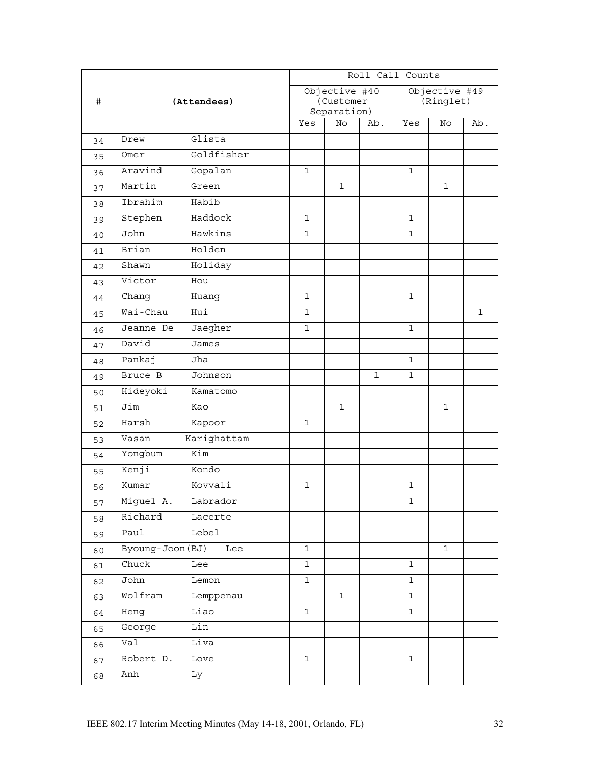| # | (Attendees) | | Roll Call Counts | | | | | |
|---|---|---|---|---|---|---|---|---|
| | | | Objective #40 (Customer Separation) | | | Objective #49 (Ringlet) | | |
| | | | Yes | No | Ab. | Yes | No | Ab. |
| 34 | Drew | Glista | | | | | | |
| 35 | Omer | Goldfisher | | | | | | |
| 36 | Aravind | Gopalan | 1 | | | 1 | | |
| 37 | Martin | Green | | 1 | | | 1 | |
| 38 | Ibrahim | Habib | | | | | | |
| 39 | Stephen | Haddock | 1 | | | 1 | | |
| 40 | John | Hawkins | 1 | | | 1 | | |
| 41 | Brian | Holden | | | | | | |
| 42 | Shawn | Holiday | | | | | | |
| 43 | Victor | Hou | | | | | | |
| 44 | Chang | Huang | 1 | | | 1 | | |
| 45 | Wai-Chau | Hui | 1 | | | | | 1 |
| 46 | Jeanne De | Jaegher | 1 | | | 1 | | |
| 47 | David | James | | | | | | |
| 48 | Pankaj | Jha | | | | 1 | | |
| 49 | Bruce B | Johnson | | | 1 | 1 | | |
| 50 | Hideyoki | Kamatomo | | | | | | |
| 51 | Jim | Kao | | 1 | | | 1 | |
| 52 | Harsh | Kapoor | 1 | | | | | |
| 53 | Vasan | Karighattam | | | | | | |
| 54 | Yongbum | Kim | | | | | | |
| 55 | Kenji | Kondo | | | | | | |
| 56 | Kumar | Kovvali | 1 | | | 1 | | |
| 57 | Miguel A. | Labrador | | | | 1 | | |
| 58 | Richard | Lacerte | | | | | | |
| 59 | Paul | Lebel | | | | | | |
| 60 | Byoung-Joon(BJ) | Lee | 1 | | | | 1 | |
| 61 | Chuck | Lee | 1 | | | 1 | | |
| 62 | John | Lemon | 1 | | | 1 | | |
| 63 | Wolfram | Lemppenau | | 1 | | 1 | | |
| 64 | Heng | Liao | 1 | | | 1 | | |
| 65 | George | Lin | | | | | | |
| 66 | Val | Liva | | | | | | |
| 67 | Robert D. | Love | 1 | | | 1 | | |
| 68 | Anh | Ly | | | | | | |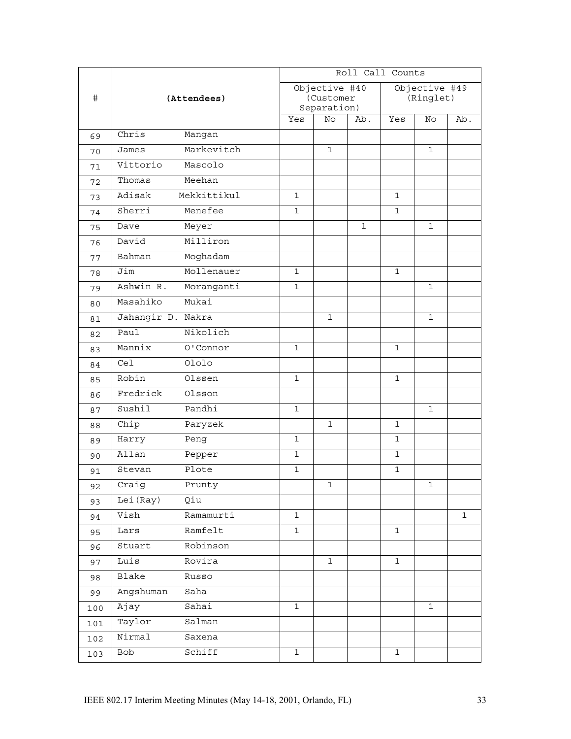| # | (Attendees) | | Roll Call Counts | | | | | |
|---|---|---|---|---|---|---|---|---|
| | | | Objective #40 (Customer Separation) | | | Objective #49 (Ringlet) | | |
| | | | Yes | No | Ab. | Yes | No | Ab. |
| 69 | Chris | Mangan | | | | | | |
| 70 | James | Markevitch | | 1 | | | 1 | |
| 71 | Vittorio | Mascolo | | | | | | |
| 72 | Thomas | Meehan | | | | | | |
| 73 | Adisak | Mekkittikul | 1 | | | 1 | | |
| 74 | Sherri | Menefee | 1 | | | 1 | | |
| 75 | Dave | Meyer | | | 1 | | 1 | |
| 76 | David | Milliron | | | | | | |
| 77 | Bahman | Moghadam | | | | | | |
| 78 | Jim | Mollenauer | 1 | | | 1 | | |
| 79 | Ashwin R. | Moranganti | 1 | | | | 1 | |
| 80 | Masahiko | Mukai | | | | | | |
| 81 | Jahangir D. | Nakra | | 1 | | | 1 | |
| 82 | Paul | Nikolich | | | | | | |
| 83 | Mannix | O'Connor | 1 | | | 1 | | |
| 84 | Cel | Ololo | | | | | | |
| 85 | Robin | Olssen | 1 | | | 1 | | |
| 86 | Fredrick | Olsson | | | | | | |
| 87 | Sushil | Pandhi | 1 | | | | 1 | |
| 88 | Chip | Paryzek | | 1 | | 1 | | |
| 89 | Harry | Peng | 1 | | | 1 | | |
| 90 | Allan | Pepper | 1 | | | 1 | | |
| 91 | Stevan | Plote | 1 | | | 1 | | |
| 92 | Craig | Prunty | | 1 | | | 1 | |
| 93 | Lei(Ray) | Qiu | | | | | | |
| 94 | Vish | Ramamurti | 1 | | | | | 1 |
| 95 | Lars | Ramfelt | 1 | | | 1 | | |
| 96 | Stuart | Robinson | | | | | | |
| 97 | Luis | Rovira | | 1 | | 1 | | |
| 98 | Blake | Russo | | | | | | |
| 99 | Angshuman | Saha | | | | | | |
| 100 | Ajay | Sahai | 1 | | | | 1 | |
| 101 | Taylor | Salman | | | | | | |
| 102 | Nirmal | Saxena | | | | | | |
| 103 | Bob | Schiff | 1 | | | 1 | | |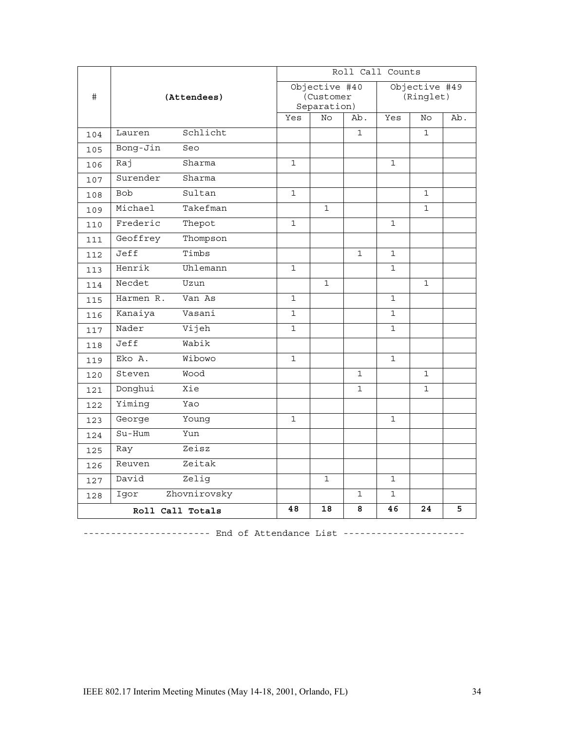| # | (Attendees) | | Roll Call Counts | | | | | |
|---|---|---|---|---|---|---|---|---|
| | | | Objective #40 (Customer Separation) | | | Objective #49 (Ringlet) | | |
| | | | Yes | No | Ab. | Yes | No | Ab. |
| 104 | Lauren | Schlicht | | | 1 | | 1 | |
| 105 | Bong-Jin | Seo | | | | | | |
| 106 | Raj | Sharma | 1 | | | 1 | | |
| 107 | Surender | Sharma | | | | | | |
| 108 | Bob | Sultan | 1 | | | | 1 | |
| 109 | Michael | Takefman | | 1 | | | 1 | |
| 110 | Frederic | Thepot | 1 | | | 1 | | |
| 111 | Geoffrey | Thompson | | | | | | |
| 112 | Jeff | Timbs | | | 1 | 1 | | |
| 113 | Henrik | Uhlemann | 1 | | | 1 | | |
| 114 | Necdet | Uzun | | 1 | | | 1 | |
| 115 | Harmen R. | Van As | 1 | | | 1 | | |
| 116 | Kanaiya | Vasani | 1 | | | 1 | | |
| 117 | Nader | Vijeh | 1 | | | 1 | | |
| 118 | Jeff | Wabik | | | | | | |
| 119 | Eko A. | Wibowo | 1 | | | 1 | | |
| 120 | Steven | Wood | | | 1 | | 1 | |
| 121 | Donghui | Xie | | | 1 | | 1 | |
| 122 | Yiming | Yao | | | | | | |
| 123 | George | Young | 1 | | | 1 | | |
| 124 | Su-Hum | Yun | | | | | | |
| 125 | Ray | Zeisz | | | | | | |
| 126 | Reuven | Zeitak | | | | | | |
| 127 | David | Zelig | | 1 | | 1 | | |
| 128 | Igor | Zhovnirovsky | | | 1 | 1 | | |
| **Roll Call Totals** | | | **48** | **18** | **8** | **46** | **24** | **5** |

---------------------- End of Attendance List ---------------------